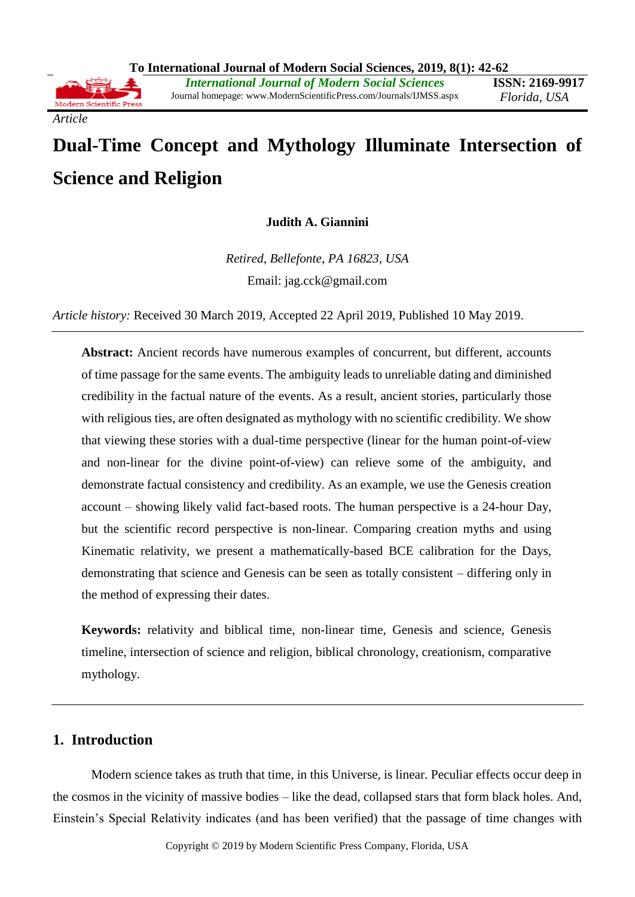*Article*

# Dual-Time Concept and Mythology Illuminate Intersection of Science and Religion

**Judith A. Giannini**

*Retired, Bellefonte, PA 16823, USA*

Email: jag.cck@gmail.com

*Article history:* Received 30 March 2019, Accepted 22 April 2019, Published 10 May 2019.

**Abstract:** Ancient records have numerous examples of concurrent, but different, accounts of time passage for the same events. The ambiguity leads to unreliable dating and diminished credibility in the factual nature of the events. As a result, ancient stories, particularly those with religious ties, are often designated as mythology with no scientific credibility. We show that viewing these stories with a dual-time perspective (linear for the human point-of-view and non-linear for the divine point-of-view) can relieve some of the ambiguity, and demonstrate factual consistency and credibility. As an example, we use the Genesis creation account – showing likely valid fact-based roots. The human perspective is a 24-hour Day, but the scientific record perspective is non-linear. Comparing creation myths and using Kinematic relativity, we present a mathematically-based BCE calibration for the Days, demonstrating that science and Genesis can be seen as totally consistent – differing only in the method of expressing their dates.

**Keywords:** relativity and biblical time, non-linear time, Genesis and science, Genesis timeline, intersection of science and religion, biblical chronology, creationism, comparative mythology.

## 1. Introduction

Modern science takes as truth that time, in this Universe, is linear. Peculiar effects occur deep in the cosmos in the vicinity of massive bodies – like the dead, collapsed stars that form black holes. And, Einstein's Special Relativity indicates (and has been verified) that the passage of time changes with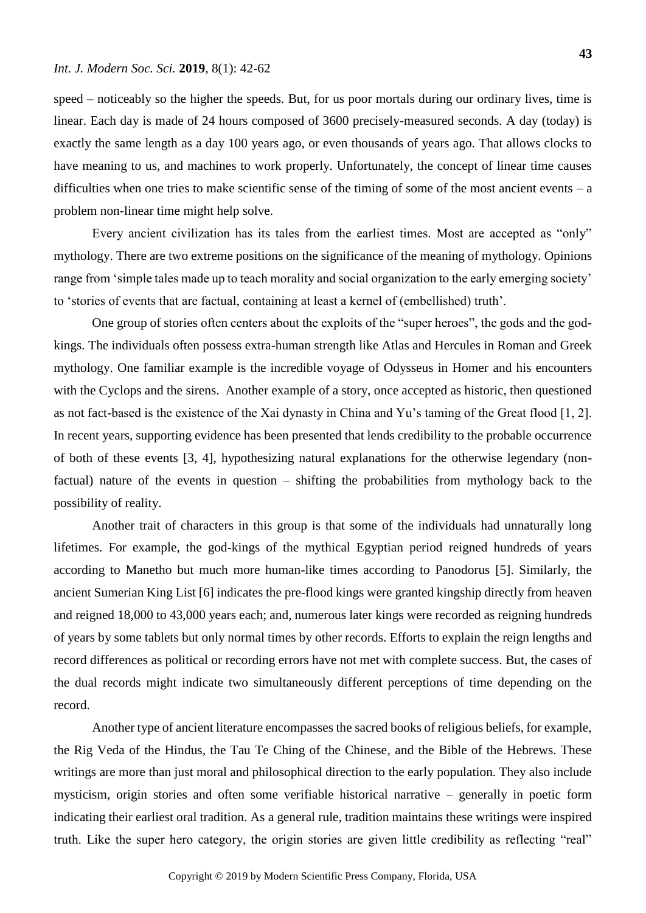speed – noticeably so the higher the speeds. But, for us poor mortals during our ordinary lives, time is linear. Each day is made of 24 hours composed of 3600 precisely-measured seconds. A day (today) is exactly the same length as a day 100 years ago, or even thousands of years ago. That allows clocks to have meaning to us, and machines to work properly. Unfortunately, the concept of linear time causes difficulties when one tries to make scientific sense of the timing of some of the most ancient events – a problem non-linear time might help solve.

Every ancient civilization has its tales from the earliest times. Most are accepted as "only" mythology. There are two extreme positions on the significance of the meaning of mythology. Opinions range from 'simple tales made up to teach morality and social organization to the early emerging society' to 'stories of events that are factual, containing at least a kernel of (embellished) truth'.

One group of stories often centers about the exploits of the "super heroes", the gods and the god-kings. The individuals often possess extra-human strength like Atlas and Hercules in Roman and Greek mythology. One familiar example is the incredible voyage of Odysseus in Homer and his encounters with the Cyclops and the sirens. Another example of a story, once accepted as historic, then questioned as not fact-based is the existence of the Xai dynasty in China and Yu's taming of the Great flood [1, 2]. In recent years, supporting evidence has been presented that lends credibility to the probable occurrence of both of these events [3, 4], hypothesizing natural explanations for the otherwise legendary (non-factual) nature of the events in question – shifting the probabilities from mythology back to the possibility of reality.

Another trait of characters in this group is that some of the individuals had unnaturally long lifetimes. For example, the god-kings of the mythical Egyptian period reigned hundreds of years according to Manetho but much more human-like times according to Panodorus [5]. Similarly, the ancient Sumerian King List [6] indicates the pre-flood kings were granted kingship directly from heaven and reigned 18,000 to 43,000 years each; and, numerous later kings were recorded as reigning hundreds of years by some tablets but only normal times by other records. Efforts to explain the reign lengths and record differences as political or recording errors have not met with complete success. But, the cases of the dual records might indicate two simultaneously different perceptions of time depending on the record.

Another type of ancient literature encompasses the sacred books of religious beliefs, for example, the Rig Veda of the Hindus, the Tau Te Ching of the Chinese, and the Bible of the Hebrews. These writings are more than just moral and philosophical direction to the early population. They also include mysticism, origin stories and often some verifiable historical narrative – generally in poetic form indicating their earliest oral tradition. As a general rule, tradition maintains these writings were inspired truth. Like the super hero category, the origin stories are given little credibility as reflecting "real"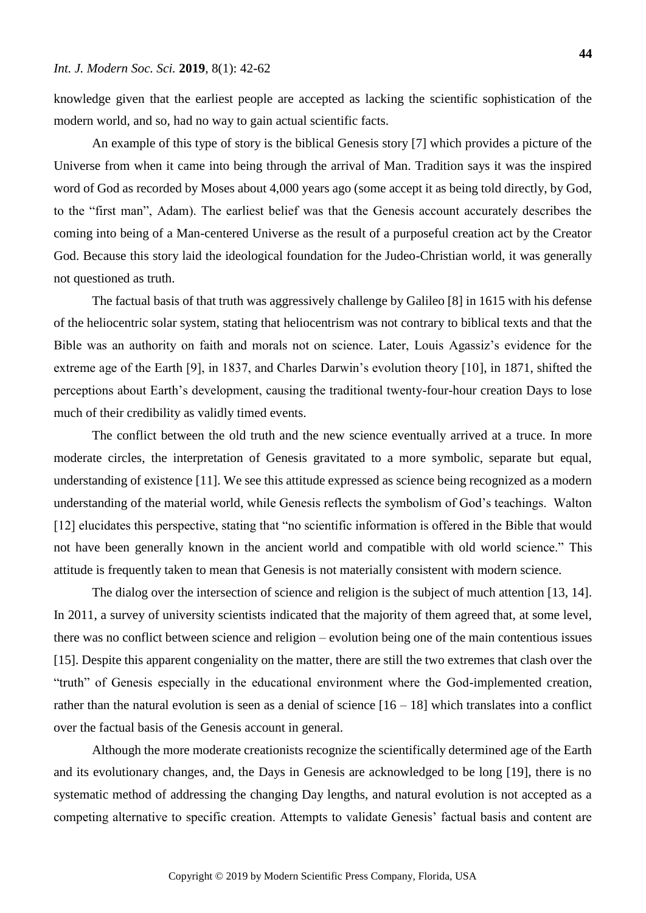knowledge given that the earliest people are accepted as lacking the scientific sophistication of the modern world, and so, had no way to gain actual scientific facts.

An example of this type of story is the biblical Genesis story [7] which provides a picture of the Universe from when it came into being through the arrival of Man. Tradition says it was the inspired word of God as recorded by Moses about 4,000 years ago (some accept it as being told directly, by God, to the "first man", Adam). The earliest belief was that the Genesis account accurately describes the coming into being of a Man-centered Universe as the result of a purposeful creation act by the Creator God. Because this story laid the ideological foundation for the Judeo-Christian world, it was generally not questioned as truth.

The factual basis of that truth was aggressively challenge by Galileo [8] in 1615 with his defense of the heliocentric solar system, stating that heliocentrism was not contrary to biblical texts and that the Bible was an authority on faith and morals not on science. Later, Louis Agassiz's evidence for the extreme age of the Earth [9], in 1837, and Charles Darwin's evolution theory [10], in 1871, shifted the perceptions about Earth's development, causing the traditional twenty-four-hour creation Days to lose much of their credibility as validly timed events.

The conflict between the old truth and the new science eventually arrived at a truce. In more moderate circles, the interpretation of Genesis gravitated to a more symbolic, separate but equal, understanding of existence [11]. We see this attitude expressed as science being recognized as a modern understanding of the material world, while Genesis reflects the symbolism of God's teachings. Walton [12] elucidates this perspective, stating that "no scientific information is offered in the Bible that would not have been generally known in the ancient world and compatible with old world science." This attitude is frequently taken to mean that Genesis is not materially consistent with modern science.

The dialog over the intersection of science and religion is the subject of much attention [13, 14]. In 2011, a survey of university scientists indicated that the majority of them agreed that, at some level, there was no conflict between science and religion – evolution being one of the main contentious issues [15]. Despite this apparent congeniality on the matter, there are still the two extremes that clash over the "truth" of Genesis especially in the educational environment where the God-implemented creation, rather than the natural evolution is seen as a denial of science [16 – 18] which translates into a conflict over the factual basis of the Genesis account in general.

Although the more moderate creationists recognize the scientifically determined age of the Earth and its evolutionary changes, and, the Days in Genesis are acknowledged to be long [19], there is no systematic method of addressing the changing Day lengths, and natural evolution is not accepted as a competing alternative to specific creation. Attempts to validate Genesis' factual basis and content are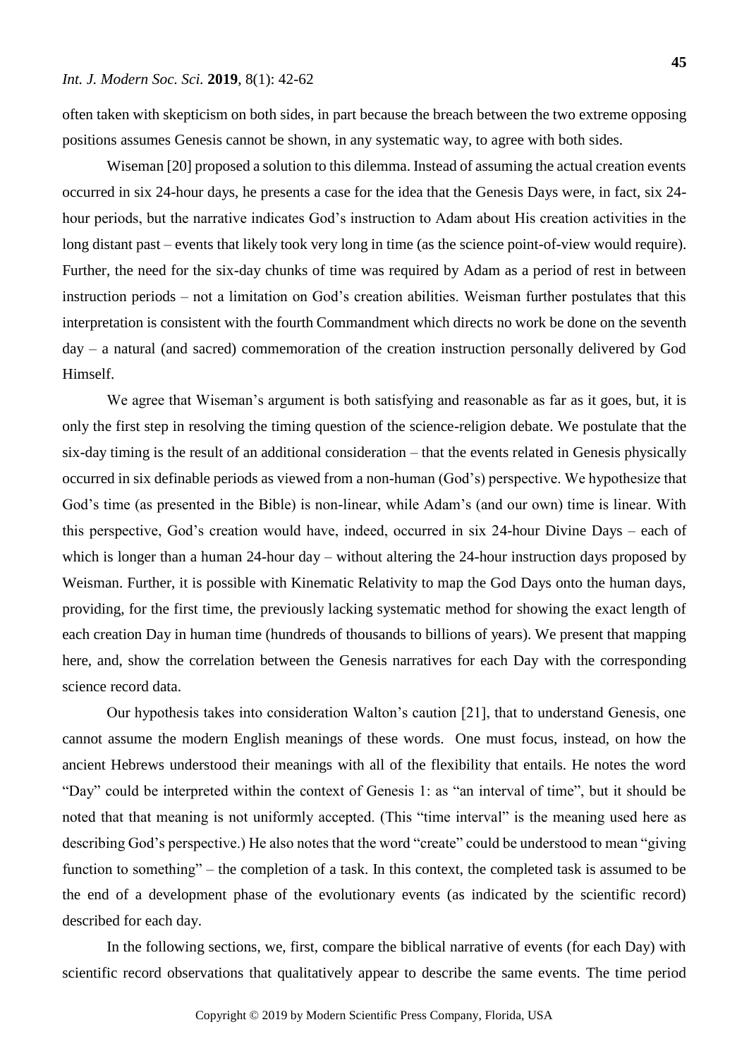often taken with skepticism on both sides, in part because the breach between the two extreme opposing positions assumes Genesis cannot be shown, in any systematic way, to agree with both sides.

Wiseman [20] proposed a solution to this dilemma. Instead of assuming the actual creation events occurred in six 24-hour days, he presents a case for the idea that the Genesis Days were, in fact, six 24-hour periods, but the narrative indicates God's instruction to Adam about His creation activities in the long distant past – events that likely took very long in time (as the science point-of-view would require). Further, the need for the six-day chunks of time was required by Adam as a period of rest in between instruction periods – not a limitation on God's creation abilities. Weisman further postulates that this interpretation is consistent with the fourth Commandment which directs no work be done on the seventh day – a natural (and sacred) commemoration of the creation instruction personally delivered by God Himself.

We agree that Wiseman's argument is both satisfying and reasonable as far as it goes, but, it is only the first step in resolving the timing question of the science-religion debate. We postulate that the six-day timing is the result of an additional consideration – that the events related in Genesis physically occurred in six definable periods as viewed from a non-human (God's) perspective. We hypothesize that God's time (as presented in the Bible) is non-linear, while Adam's (and our own) time is linear. With this perspective, God's creation would have, indeed, occurred in six 24-hour Divine Days – each of which is longer than a human 24-hour day – without altering the 24-hour instruction days proposed by Weisman. Further, it is possible with Kinematic Relativity to map the God Days onto the human days, providing, for the first time, the previously lacking systematic method for showing the exact length of each creation Day in human time (hundreds of thousands to billions of years). We present that mapping here, and, show the correlation between the Genesis narratives for each Day with the corresponding science record data.

Our hypothesis takes into consideration Walton's caution [21], that to understand Genesis, one cannot assume the modern English meanings of these words. One must focus, instead, on how the ancient Hebrews understood their meanings with all of the flexibility that entails. He notes the word "Day" could be interpreted within the context of Genesis 1: as "an interval of time", but it should be noted that that meaning is not uniformly accepted. (This "time interval" is the meaning used here as describing God's perspective.) He also notes that the word "create" could be understood to mean "giving function to something" – the completion of a task. In this context, the completed task is assumed to be the end of a development phase of the evolutionary events (as indicated by the scientific record) described for each day.

In the following sections, we, first, compare the biblical narrative of events (for each Day) with scientific record observations that qualitatively appear to describe the same events. The time period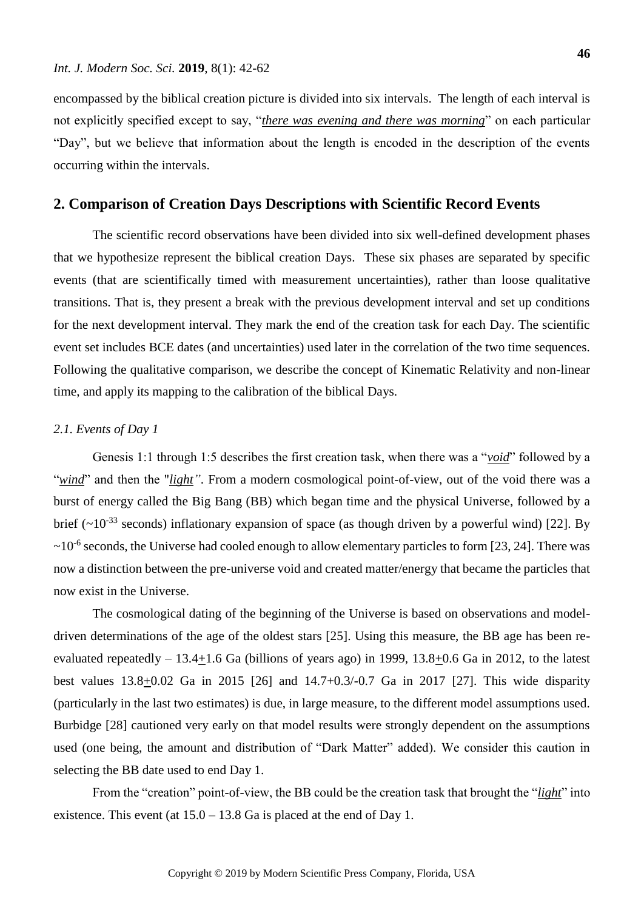encompassed by the biblical creation picture is divided into six intervals. The length of each interval is not explicitly specified except to say, "***there was evening and there was morning***" on each particular "Day", but we believe that information about the length is encoded in the description of the events occurring within the intervals.

## 2. Comparison of Creation Days Descriptions with Scientific Record Events

The scientific record observations have been divided into six well-defined development phases that we hypothesize represent the biblical creation Days. These six phases are separated by specific events (that are scientifically timed with measurement uncertainties), rather than loose qualitative transitions. That is, they present a break with the previous development interval and set up conditions for the next development interval. They mark the end of the creation task for each Day. The scientific event set includes BCE dates (and uncertainties) used later in the correlation of the two time sequences. Following the qualitative comparison, we describe the concept of Kinematic Relativity and non-linear time, and apply its mapping to the calibration of the biblical Days.

### *2.1. Events of Day 1*

Genesis 1:1 through 1:5 describes the first creation task, when there was a "***void***" followed by a "***wind***" and then the "***light***". From a modern cosmological point-of-view, out of the void there was a burst of energy called the Big Bang (BB) which began time and the physical Universe, followed by a brief ($\sim 10^{-33}$ seconds) inflationary expansion of space (as though driven by a powerful wind) [22]. By $\sim 10^{-6}$ seconds, the Universe had cooled enough to allow elementary particles to form [23, 24]. There was now a distinction between the pre-universe void and created matter/energy that became the particles that now exist in the Universe.

The cosmological dating of the beginning of the Universe is based on observations and model-driven determinations of the age of the oldest stars [25]. Using this measure, the BB age has been re-evaluated repeatedly – $13.4 \pm 1.6$ Ga (billions of years ago) in 1999, $13.8 \pm 0.6$ Ga in 2012, to the latest best values $13.8 \pm 0.02$ Ga in 2015 [26] and $14.7 +0.3/-0.7$ Ga in 2017 [27]. This wide disparity (particularly in the last two estimates) is due, in large measure, to the different model assumptions used. Burbidge [28] cautioned very early on that model results were strongly dependent on the assumptions used (one being, the amount and distribution of "Dark Matter" added). We consider this caution in selecting the BB date used to end Day 1.

From the "creation" point-of-view, the BB could be the creation task that brought the "***light***" into existence. This event (at 15.0 – 13.8 Ga is placed at the end of Day 1.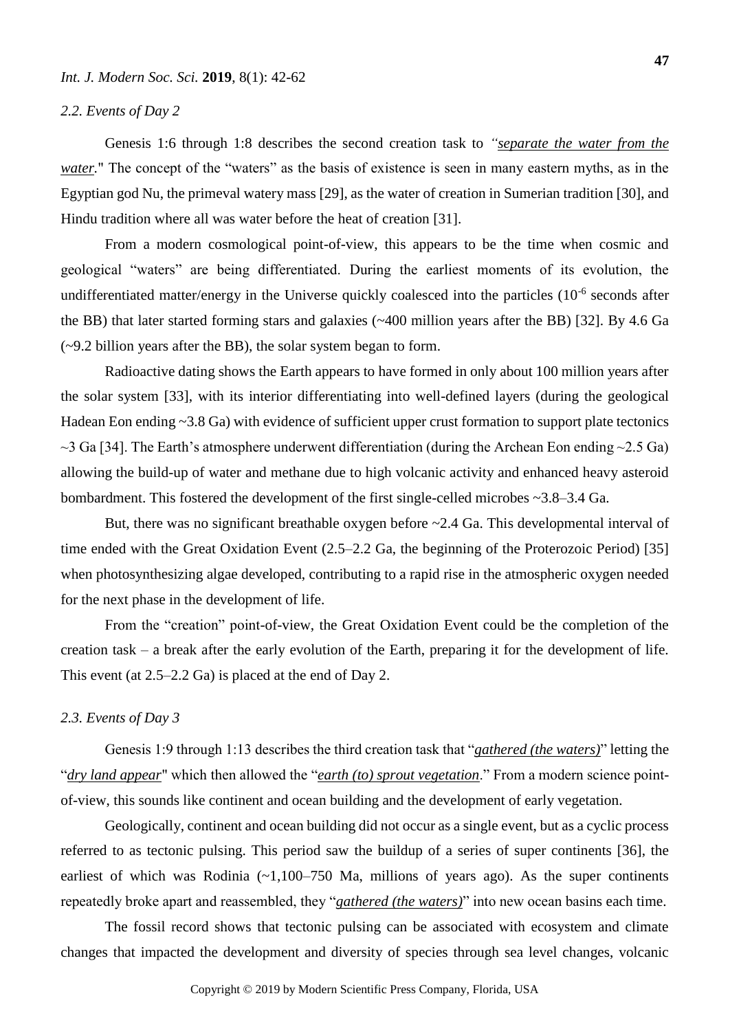### *2.2. Events of Day 2*

Genesis 1:6 through 1:8 describes the second creation task to *"separate the water from the water."* The concept of the "waters" as the basis of existence is seen in many eastern myths, as in the Egyptian god Nu, the primeval watery mass [29], as the water of creation in Sumerian tradition [30], and Hindu tradition where all was water before the heat of creation [31].

From a modern cosmological point-of-view, this appears to be the time when cosmic and geological "waters" are being differentiated. During the earliest moments of its evolution, the undifferentiated matter/energy in the Universe quickly coalesced into the particles ($10^{-6}$ seconds after the BB) that later started forming stars and galaxies (~400 million years after the BB) [32]. By 4.6 Ga (~9.2 billion years after the BB), the solar system began to form.

Radioactive dating shows the Earth appears to have formed in only about 100 million years after the solar system [33], with its interior differentiating into well-defined layers (during the geological Hadean Eon ending ~3.8 Ga) with evidence of sufficient upper crust formation to support plate tectonics ~3 Ga [34]. The Earth's atmosphere underwent differentiation (during the Archean Eon ending ~2.5 Ga) allowing the build-up of water and methane due to high volcanic activity and enhanced heavy asteroid bombardment. This fostered the development of the first single-celled microbes ~3.8–3.4 Ga.

But, there was no significant breathable oxygen before ~2.4 Ga. This developmental interval of time ended with the Great Oxidation Event (2.5–2.2 Ga, the beginning of the Proterozoic Period) [35] when photosynthesizing algae developed, contributing to a rapid rise in the atmospheric oxygen needed for the next phase in the development of life.

From the "creation" point-of-view, the Great Oxidation Event could be the completion of the creation task – a break after the early evolution of the Earth, preparing it for the development of life. This event (at 2.5–2.2 Ga) is placed at the end of Day 2.

### *2.3. Events of Day 3*

Genesis 1:9 through 1:13 describes the third creation task that "*gathered (the waters)*" letting the "*dry land appear*" which then allowed the "*earth (to) sprout vegetation*." From a modern science point-of-view, this sounds like continent and ocean building and the development of early vegetation.

Geologically, continent and ocean building did not occur as a single event, but as a cyclic process referred to as tectonic pulsing. This period saw the buildup of a series of super continents [36], the earliest of which was Rodinia (~1,100–750 Ma, millions of years ago). As the super continents repeatedly broke apart and reassembled, they "*gathered (the waters)*" into new ocean basins each time.

The fossil record shows that tectonic pulsing can be associated with ecosystem and climate changes that impacted the development and diversity of species through sea level changes, volcanic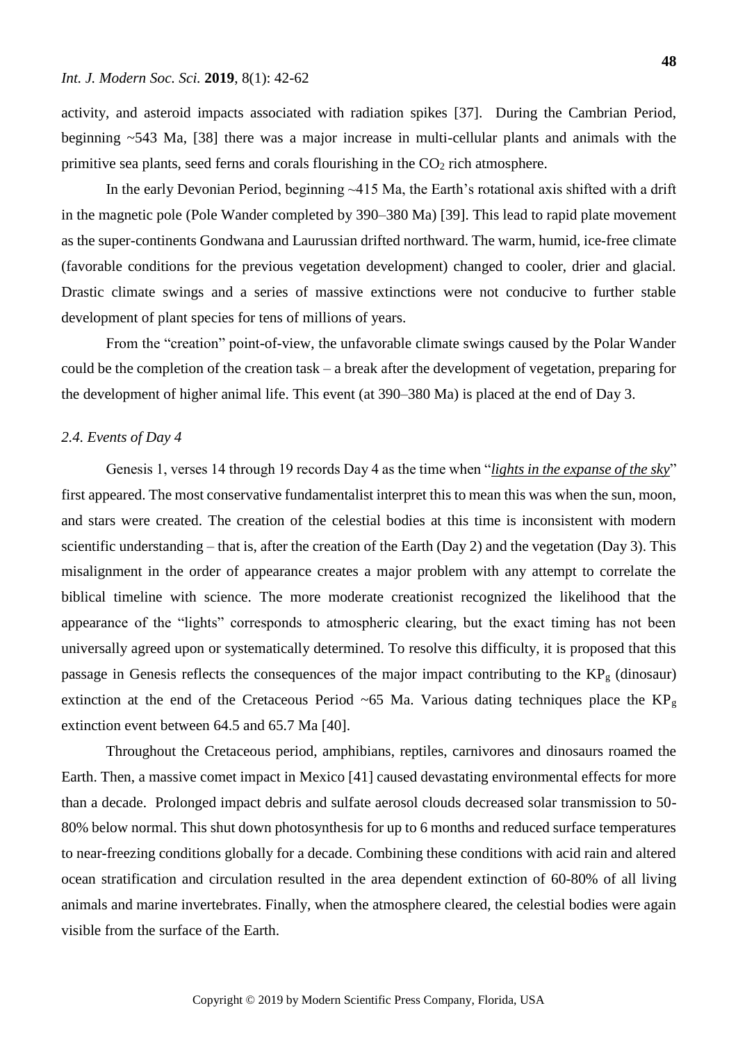activity, and asteroid impacts associated with radiation spikes [37]. During the Cambrian Period, beginning ~543 Ma, [38] there was a major increase in multi-cellular plants and animals with the primitive sea plants, seed ferns and corals flourishing in the $CO_2$ rich atmosphere.

In the early Devonian Period, beginning ~415 Ma, the Earth's rotational axis shifted with a drift in the magnetic pole (Pole Wander completed by 390–380 Ma) [39]. This lead to rapid plate movement as the super-continents Gondwana and Laurussian drifted northward. The warm, humid, ice-free climate (favorable conditions for the previous vegetation development) changed to cooler, drier and glacial. Drastic climate swings and a series of massive extinctions were not conducive to further stable development of plant species for tens of millions of years.

From the "creation" point-of-view, the unfavorable climate swings caused by the Polar Wander could be the completion of the creation task – a break after the development of vegetation, preparing for the development of higher animal life. This event (at 390–380 Ma) is placed at the end of Day 3.

### *2.4. Events of Day 4*

Genesis 1, verses 14 through 19 records Day 4 as the time when "*lights in the expanse of the sky*" first appeared. The most conservative fundamentalist interpret this to mean this was when the sun, moon, and stars were created. The creation of the celestial bodies at this time is inconsistent with modern scientific understanding – that is, after the creation of the Earth (Day 2) and the vegetation (Day 3). This misalignment in the order of appearance creates a major problem with any attempt to correlate the biblical timeline with science. The more moderate creationist recognized the likelihood that the appearance of the "lights" corresponds to atmospheric clearing, but the exact timing has not been universally agreed upon or systematically determined. To resolve this difficulty, it is proposed that this passage in Genesis reflects the consequences of the major impact contributing to the $KP_g$ (dinosaur) extinction at the end of the Cretaceous Period ~65 Ma. Various dating techniques place the $KP_g$ extinction event between 64.5 and 65.7 Ma [40].

Throughout the Cretaceous period, amphibians, reptiles, carnivores and dinosaurs roamed the Earth. Then, a massive comet impact in Mexico [41] caused devastating environmental effects for more than a decade. Prolonged impact debris and sulfate aerosol clouds decreased solar transmission to 50-80% below normal. This shut down photosynthesis for up to 6 months and reduced surface temperatures to near-freezing conditions globally for a decade. Combining these conditions with acid rain and altered ocean stratification and circulation resulted in the area dependent extinction of 60-80% of all living animals and marine invertebrates. Finally, when the atmosphere cleared, the celestial bodies were again visible from the surface of the Earth.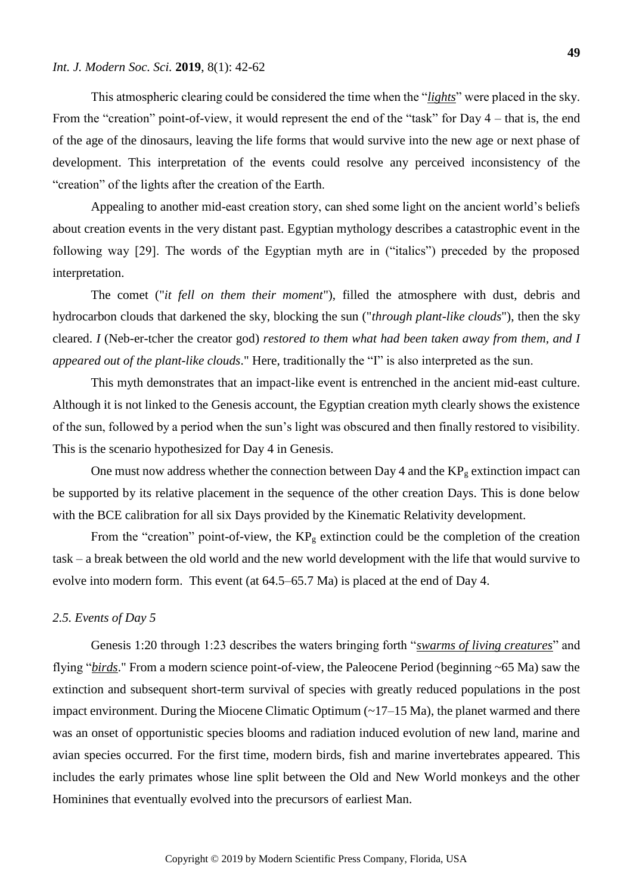This atmospheric clearing could be considered the time when the "***lights***" were placed in the sky. From the "creation" point-of-view, it would represent the end of the "task" for Day 4 – that is, the end of the age of the dinosaurs, leaving the life forms that would survive into the new age or next phase of development. This interpretation of the events could resolve any perceived inconsistency of the "creation" of the lights after the creation of the Earth.

Appealing to another mid-east creation story, can shed some light on the ancient world's beliefs about creation events in the very distant past. Egyptian mythology describes a catastrophic event in the following way [29]. The words of the Egyptian myth are in ("italics") preceded by the proposed interpretation.

The comet ("*it fell on them their moment*"), filled the atmosphere with dust, debris and hydrocarbon clouds that darkened the sky, blocking the sun ("*through plant-like clouds*"), then the sky cleared. *I* (Neb-er-tcher the creator god) *restored to them what had been taken away from them, and I appeared out of the plant-like clouds*." Here, traditionally the "I" is also interpreted as the sun.

This myth demonstrates that an impact-like event is entrenched in the ancient mid-east culture. Although it is not linked to the Genesis account, the Egyptian creation myth clearly shows the existence of the sun, followed by a period when the sun's light was obscured and then finally restored to visibility. This is the scenario hypothesized for Day 4 in Genesis.

One must now address whether the connection between Day 4 and the $KP_g$ extinction impact can be supported by its relative placement in the sequence of the other creation Days. This is done below with the BCE calibration for all six Days provided by the Kinematic Relativity development.

From the "creation" point-of-view, the $KP_g$ extinction could be the completion of the creation task – a break between the old world and the new world development with the life that would survive to evolve into modern form. This event (at 64.5–65.7 Ma) is placed at the end of Day 4.

### *2.5. Events of Day 5*

Genesis 1:20 through 1:23 describes the waters bringing forth "***swarms of living creatures***" and flying "***birds***." From a modern science point-of-view, the Paleocene Period (beginning ~65 Ma) saw the extinction and subsequent short-term survival of species with greatly reduced populations in the post impact environment. During the Miocene Climatic Optimum (~17–15 Ma), the planet warmed and there was an onset of opportunistic species blooms and radiation induced evolution of new land, marine and avian species occurred. For the first time, modern birds, fish and marine invertebrates appeared. This includes the early primates whose line split between the Old and New World monkeys and the other Hominines that eventually evolved into the precursors of earliest Man.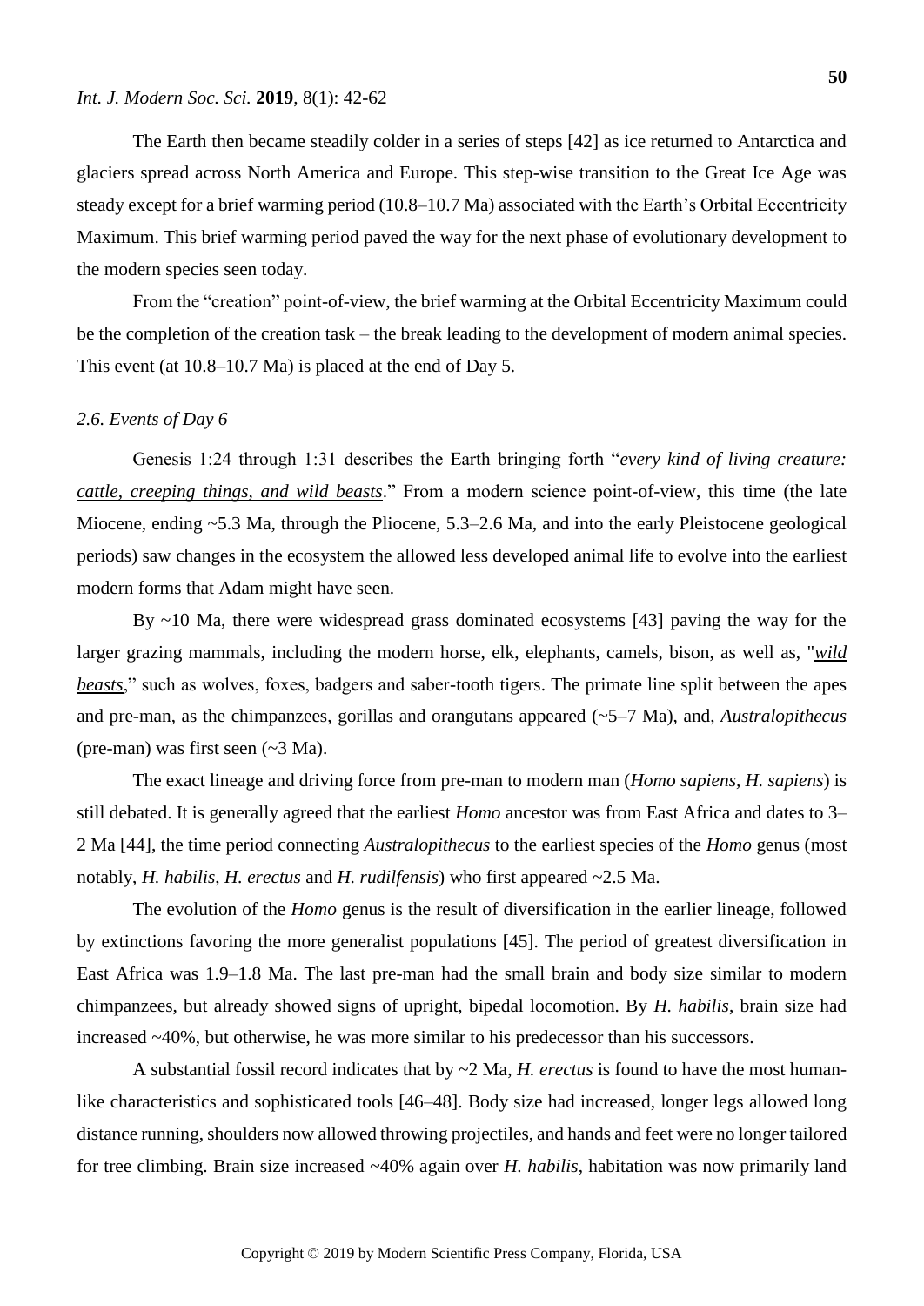The Earth then became steadily colder in a series of steps [42] as ice returned to Antarctica and glaciers spread across North America and Europe. This step-wise transition to the Great Ice Age was steady except for a brief warming period (10.8–10.7 Ma) associated with the Earth's Orbital Eccentricity Maximum. This brief warming period paved the way for the next phase of evolutionary development to the modern species seen today.

From the "creation" point-of-view, the brief warming at the Orbital Eccentricity Maximum could be the completion of the creation task – the break leading to the development of modern animal species. This event (at 10.8–10.7 Ma) is placed at the end of Day 5.

### *2.6. Events of Day 6*

Genesis 1:24 through 1:31 describes the Earth bringing forth "***every kind of living creature: cattle, creeping things, and wild beasts***." From a modern science point-of-view, this time (the late Miocene, ending ~5.3 Ma, through the Pliocene, 5.3–2.6 Ma, and into the early Pleistocene geological periods) saw changes in the ecosystem the allowed less developed animal life to evolve into the earliest modern forms that Adam might have seen.

By ~10 Ma, there were widespread grass dominated ecosystems [43] paving the way for the larger grazing mammals, including the modern horse, elk, elephants, camels, bison, as well as, "***wild beasts***," such as wolves, foxes, badgers and saber-tooth tigers. The primate line split between the apes and pre-man, as the chimpanzees, gorillas and orangutans appeared (~5–7 Ma), and, *Australopithecus* (pre-man) was first seen (~3 Ma).

The exact lineage and driving force from pre-man to modern man (*Homo sapiens*, *H. sapiens*) is still debated. It is generally agreed that the earliest *Homo* ancestor was from East Africa and dates to 3–2 Ma [44], the time period connecting *Australopithecus* to the earliest species of the *Homo* genus (most notably, *H. habilis*, *H. erectus* and *H. rudilfensis*) who first appeared ~2.5 Ma.

The evolution of the *Homo* genus is the result of diversification in the earlier lineage, followed by extinctions favoring the more generalist populations [45]. The period of greatest diversification in East Africa was 1.9–1.8 Ma. The last pre-man had the small brain and body size similar to modern chimpanzees, but already showed signs of upright, bipedal locomotion. By *H. habilis*, brain size had increased ~40%, but otherwise, he was more similar to his predecessor than his successors.

A substantial fossil record indicates that by ~2 Ma, *H. erectus* is found to have the most human-like characteristics and sophisticated tools [46–48]. Body size had increased, longer legs allowed long distance running, shoulders now allowed throwing projectiles, and hands and feet were no longer tailored for tree climbing. Brain size increased ~40% again over *H. habilis*, habitation was now primarily land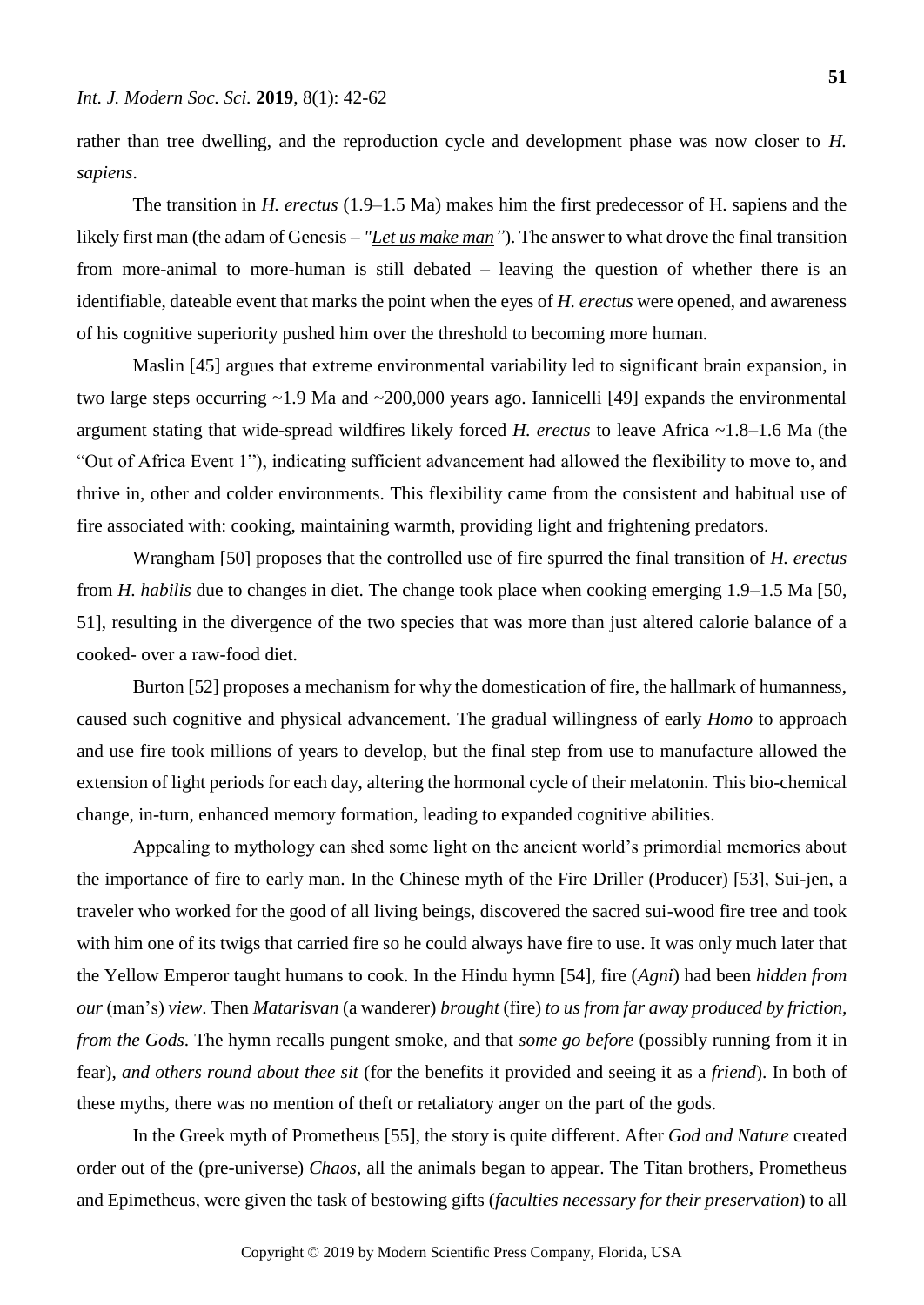rather than tree dwelling, and the reproduction cycle and development phase was now closer to *H. sapiens*.

The transition in *H. erectus* (1.9–1.5 Ma) makes him the first predecessor of H. sapiens and the likely first man (the adam of Genesis – *"Let us make man"*). The answer to what drove the final transition from more-animal to more-human is still debated – leaving the question of whether there is an identifiable, dateable event that marks the point when the eyes of *H. erectus* were opened, and awareness of his cognitive superiority pushed him over the threshold to becoming more human.

Maslin [45] argues that extreme environmental variability led to significant brain expansion, in two large steps occurring ~1.9 Ma and ~200,000 years ago. Iannicelli [49] expands the environmental argument stating that wide-spread wildfires likely forced *H. erectus* to leave Africa ~1.8–1.6 Ma (the "Out of Africa Event 1"), indicating sufficient advancement had allowed the flexibility to move to, and thrive in, other and colder environments. This flexibility came from the consistent and habitual use of fire associated with: cooking, maintaining warmth, providing light and frightening predators.

Wrangham [50] proposes that the controlled use of fire spurred the final transition of *H. erectus* from *H. habilis* due to changes in diet. The change took place when cooking emerging 1.9–1.5 Ma [50, 51], resulting in the divergence of the two species that was more than just altered calorie balance of a cooked- over a raw-food diet.

Burton [52] proposes a mechanism for why the domestication of fire, the hallmark of humanness, caused such cognitive and physical advancement. The gradual willingness of early *Homo* to approach and use fire took millions of years to develop, but the final step from use to manufacture allowed the extension of light periods for each day, altering the hormonal cycle of their melatonin. This bio-chemical change, in-turn, enhanced memory formation, leading to expanded cognitive abilities.

Appealing to mythology can shed some light on the ancient world's primordial memories about the importance of fire to early man. In the Chinese myth of the Fire Driller (Producer) [53], Sui-jen, a traveler who worked for the good of all living beings, discovered the sacred sui-wood fire tree and took with him one of its twigs that carried fire so he could always have fire to use. It was only much later that the Yellow Emperor taught humans to cook. In the Hindu hymn [54], fire (*Agni*) had been *hidden from our* (man's) *view*. Then *Matarisvan* (a wanderer) *brought* (fire) *to us from far away produced by friction, from the Gods*. The hymn recalls pungent smoke, and that *some go before* (possibly running from it in fear), *and others round about thee sit* (for the benefits it provided and seeing it as a *friend*). In both of these myths, there was no mention of theft or retaliatory anger on the part of the gods.

In the Greek myth of Prometheus [55], the story is quite different. After *God and Nature* created order out of the (pre-universe) *Chaos*, all the animals began to appear. The Titan brothers, Prometheus and Epimetheus, were given the task of bestowing gifts (*faculties necessary for their preservation*) to all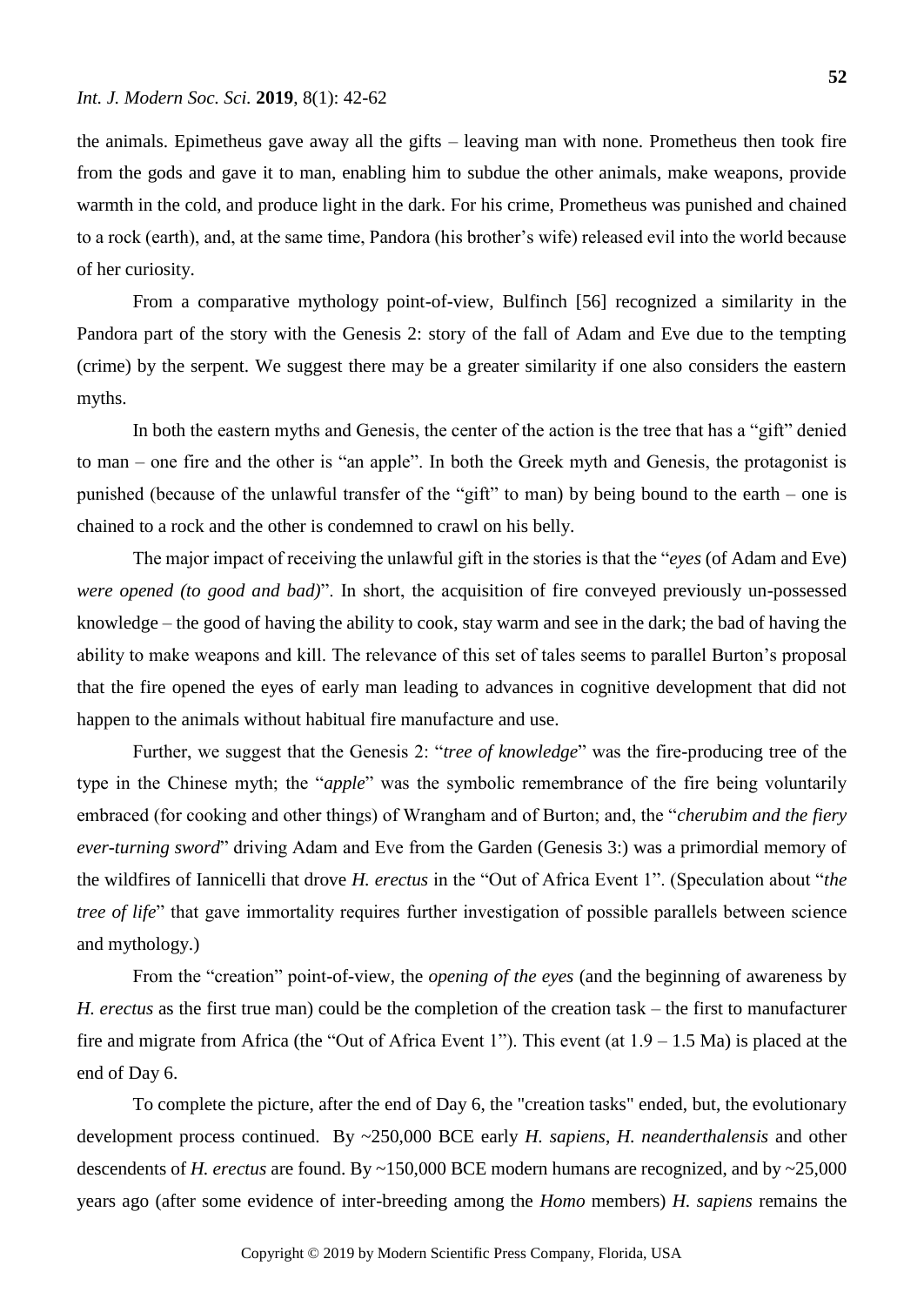the animals. Epimetheus gave away all the gifts – leaving man with none. Prometheus then took fire from the gods and gave it to man, enabling him to subdue the other animals, make weapons, provide warmth in the cold, and produce light in the dark. For his crime, Prometheus was punished and chained to a rock (earth), and, at the same time, Pandora (his brother's wife) released evil into the world because of her curiosity.

From a comparative mythology point-of-view, Bulfinch [56] recognized a similarity in the Pandora part of the story with the Genesis 2: story of the fall of Adam and Eve due to the tempting (crime) by the serpent. We suggest there may be a greater similarity if one also considers the eastern myths.

In both the eastern myths and Genesis, the center of the action is the tree that has a "gift" denied to man – one fire and the other is "an apple". In both the Greek myth and Genesis, the protagonist is punished (because of the unlawful transfer of the "gift" to man) by being bound to the earth – one is chained to a rock and the other is condemned to crawl on his belly.

The major impact of receiving the unlawful gift in the stories is that the "*eyes* (of Adam and Eve) *were opened (to good and bad)*". In short, the acquisition of fire conveyed previously un-possessed knowledge – the good of having the ability to cook, stay warm and see in the dark; the bad of having the ability to make weapons and kill. The relevance of this set of tales seems to parallel Burton's proposal that the fire opened the eyes of early man leading to advances in cognitive development that did not happen to the animals without habitual fire manufacture and use.

Further, we suggest that the Genesis 2: "*tree of knowledge*" was the fire-producing tree of the type in the Chinese myth; the "*apple*" was the symbolic remembrance of the fire being voluntarily embraced (for cooking and other things) of Wrangham and of Burton; and, the "*cherubim and the fiery ever-turning sword*" driving Adam and Eve from the Garden (Genesis 3:) was a primordial memory of the wildfires of Iannicelli that drove *H. erectus* in the "Out of Africa Event 1". (Speculation about "*the tree of life*" that gave immortality requires further investigation of possible parallels between science and mythology.)

From the "creation" point-of-view, the *opening of the eyes* (and the beginning of awareness by *H. erectus* as the first true man) could be the completion of the creation task – the first to manufacturer fire and migrate from Africa (the "Out of Africa Event 1"). This event (at 1.9 – 1.5 Ma) is placed at the end of Day 6.

To complete the picture, after the end of Day 6, the "creation tasks" ended, but, the evolutionary development process continued. By ~250,000 BCE early *H. sapiens*, *H. neanderthalensis* and other descendents of *H. erectus* are found. By ~150,000 BCE modern humans are recognized, and by ~25,000 years ago (after some evidence of inter-breeding among the *Homo* members) *H. sapiens* remains the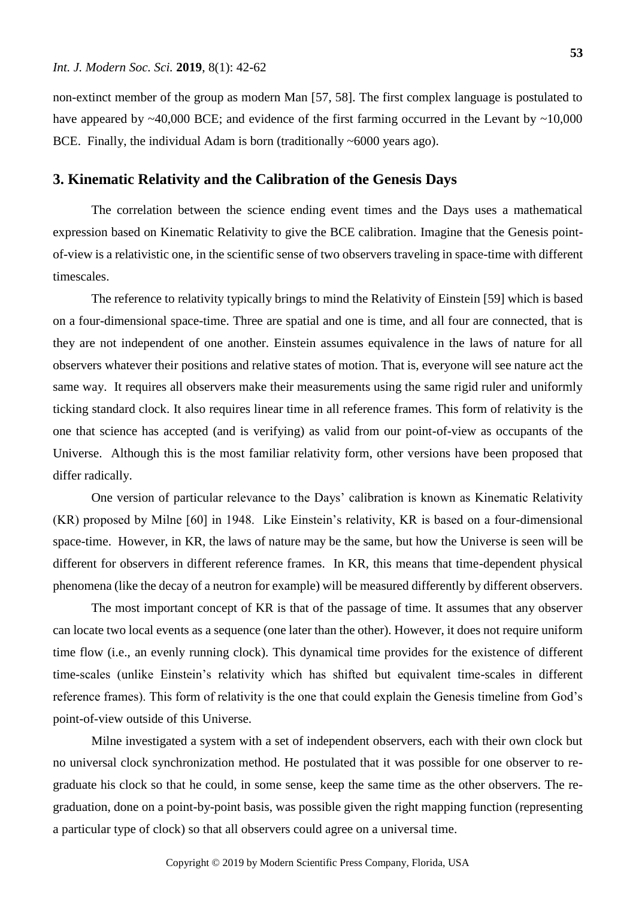non-extinct member of the group as modern Man [57, 58]. The first complex language is postulated to have appeared by ~40,000 BCE; and evidence of the first farming occurred in the Levant by ~10,000 BCE. Finally, the individual Adam is born (traditionally ~6000 years ago).

## 3. Kinematic Relativity and the Calibration of the Genesis Days

The correlation between the science ending event times and the Days uses a mathematical expression based on Kinematic Relativity to give the BCE calibration. Imagine that the Genesis point-of-view is a relativistic one, in the scientific sense of two observers traveling in space-time with different timescales.

The reference to relativity typically brings to mind the Relativity of Einstein [59] which is based on a four-dimensional space-time. Three are spatial and one is time, and all four are connected, that is they are not independent of one another. Einstein assumes equivalence in the laws of nature for all observers whatever their positions and relative states of motion. That is, everyone will see nature act the same way. It requires all observers make their measurements using the same rigid ruler and uniformly ticking standard clock. It also requires linear time in all reference frames. This form of relativity is the one that science has accepted (and is verifying) as valid from our point-of-view as occupants of the Universe. Although this is the most familiar relativity form, other versions have been proposed that differ radically.

One version of particular relevance to the Days' calibration is known as Kinematic Relativity (KR) proposed by Milne [60] in 1948. Like Einstein's relativity, KR is based on a four-dimensional space-time. However, in KR, the laws of nature may be the same, but how the Universe is seen will be different for observers in different reference frames. In KR, this means that time-dependent physical phenomena (like the decay of a neutron for example) will be measured differently by different observers.

The most important concept of KR is that of the passage of time. It assumes that any observer can locate two local events as a sequence (one later than the other). However, it does not require uniform time flow (i.e., an evenly running clock). This dynamical time provides for the existence of different time-scales (unlike Einstein's relativity which has shifted but equivalent time-scales in different reference frames). This form of relativity is the one that could explain the Genesis timeline from God's point-of-view outside of this Universe.

Milne investigated a system with a set of independent observers, each with their own clock but no universal clock synchronization method. He postulated that it was possible for one observer to re-graduate his clock so that he could, in some sense, keep the same time as the other observers. The re-graduation, done on a point-by-point basis, was possible given the right mapping function (representing a particular type of clock) so that all observers could agree on a universal time.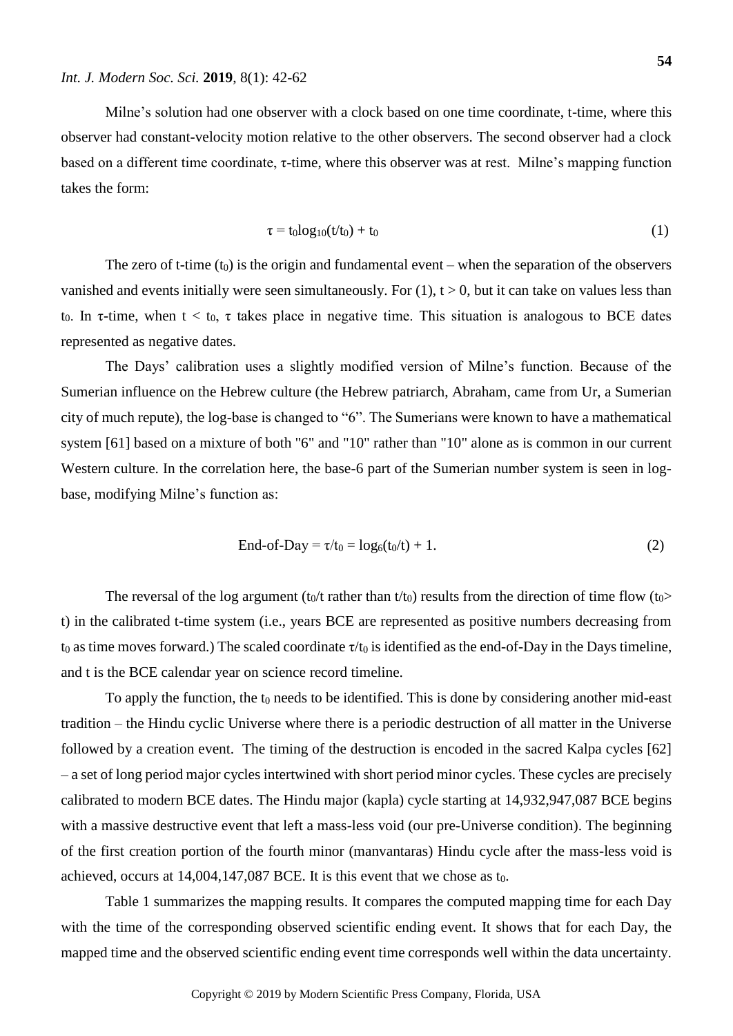Milne's solution had one observer with a clock based on one time coordinate, t-time, where this observer had constant-velocity motion relative to the other observers. The second observer had a clock based on a different time coordinate, τ-time, where this observer was at rest. Milne's mapping function takes the form:

$$\tau = t_0 \log_{10}(t/t_0) + t_0 \tag{1}$$

The zero of t-time ($t_0$) is the origin and fundamental event – when the separation of the observers vanished and events initially were seen simultaneously. For (1), $t > 0$, but it can take on values less than $t_0$. In τ-time, when $t < t_0$, τ takes place in negative time. This situation is analogous to BCE dates represented as negative dates.

The Days' calibration uses a slightly modified version of Milne's function. Because of the Sumerian influence on the Hebrew culture (the Hebrew patriarch, Abraham, came from Ur, a Sumerian city of much repute), the log-base is changed to "6". The Sumerians were known to have a mathematical system [61] based on a mixture of both "6" and "10" rather than "10" alone as is common in our current Western culture. In the correlation here, the base-6 part of the Sumerian number system is seen in log-base, modifying Milne's function as:

$$\text{End-of-Day} = \tau/t_0 = \log_6(t_0/t) + 1. \tag{2}$$

The reversal of the log argument ($t_0/t$ rather than $t/t_0$) results from the direction of time flow ($t_0 > t$) in the calibrated t-time system (i.e., years BCE are represented as positive numbers decreasing from $t_0$ as time moves forward.) The scaled coordinate $\tau/t_0$ is identified as the end-of-Day in the Days timeline, and t is the BCE calendar year on science record timeline.

To apply the function, the $t_0$ needs to be identified. This is done by considering another mid-east tradition – the Hindu cyclic Universe where there is a periodic destruction of all matter in the Universe followed by a creation event. The timing of the destruction is encoded in the sacred Kalpa cycles [62] – a set of long period major cycles intertwined with short period minor cycles. These cycles are precisely calibrated to modern BCE dates. The Hindu major (kapla) cycle starting at 14,932,947,087 BCE begins with a massive destructive event that left a mass-less void (our pre-Universe condition). The beginning of the first creation portion of the fourth minor (manvantaras) Hindu cycle after the mass-less void is achieved, occurs at 14,004,147,087 BCE. It is this event that we chose as $t_0$.

Table 1 summarizes the mapping results. It compares the computed mapping time for each Day with the time of the corresponding observed scientific ending event. It shows that for each Day, the mapped time and the observed scientific ending event time corresponds well within the data uncertainty.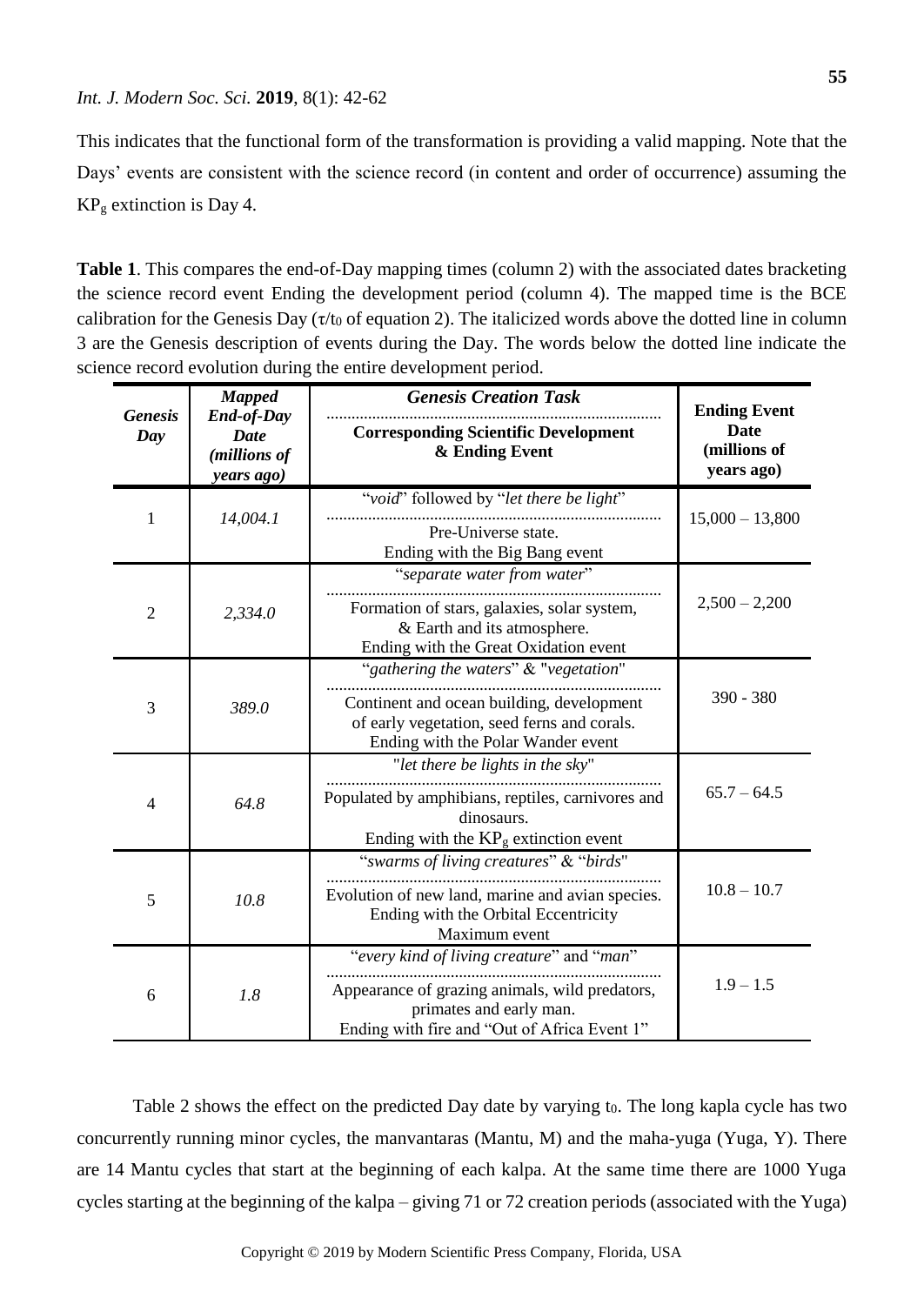This indicates that the functional form of the transformation is providing a valid mapping. Note that the Days' events are consistent with the science record (in content and order of occurrence) assuming the $KP_g$ extinction is Day 4.

**Table 1**. This compares the end-of-Day mapping times (column 2) with the associated dates bracketing the science record event Ending the development period (column 4). The mapped time is the BCE calibration for the Genesis Day ($\tau/t_0$ of equation 2). The italicized words above the dotted line in column 3 are the Genesis description of events during the Day. The words below the dotted line indicate the science record evolution during the entire development period.

| *Genesis Day* | *Mapped End-of-Day Date (millions of years ago)* | *Genesis Creation Task* ........ **Corresponding Scientific Development & Ending Event** | **Ending Event Date (millions of years ago)** |
|---|---|---|---|
| 1 | *14,004.1* | "*void*" followed by "*let there be light*" ........ Pre-Universe state. Ending with the Big Bang event | 15,000 – 13,800 |
| 2 | *2,334.0* | "*separate water from water*" ........ Formation of stars, galaxies, solar system, & Earth and its atmosphere. Ending with the Great Oxidation event | 2,500 – 2,200 |
| 3 | *389.0* | "*gathering the waters*" & "*vegetation*" ........ Continent and ocean building, development of early vegetation, seed ferns and corals. Ending with the Polar Wander event | 390 - 380 |
| 4 | *64.8* | "*let there be lights in the sky*" ........ Populated by amphibians, reptiles, carnivores and dinosaurs. Ending with the $KP_g$ extinction event | 65.7 – 64.5 |
| 5 | *10.8* | "*swarms of living creatures*" & "*birds*" ........ Evolution of new land, marine and avian species. Ending with the Orbital Eccentricity Maximum event | 10.8 – 10.7 |
| 6 | *1.8* | "*every kind of living creature*" and "*man*" ........ Appearance of grazing animals, wild predators, primates and early man. Ending with fire and "Out of Africa Event 1" | 1.9 – 1.5 |

Table 2 shows the effect on the predicted Day date by varying $t_0$. The long kapla cycle has two concurrently running minor cycles, the manvantaras (Mantu, M) and the maha-yuga (Yuga, Y). There are 14 Mantu cycles that start at the beginning of each kalpa. At the same time there are 1000 Yuga cycles starting at the beginning of the kalpa – giving 71 or 72 creation periods (associated with the Yuga)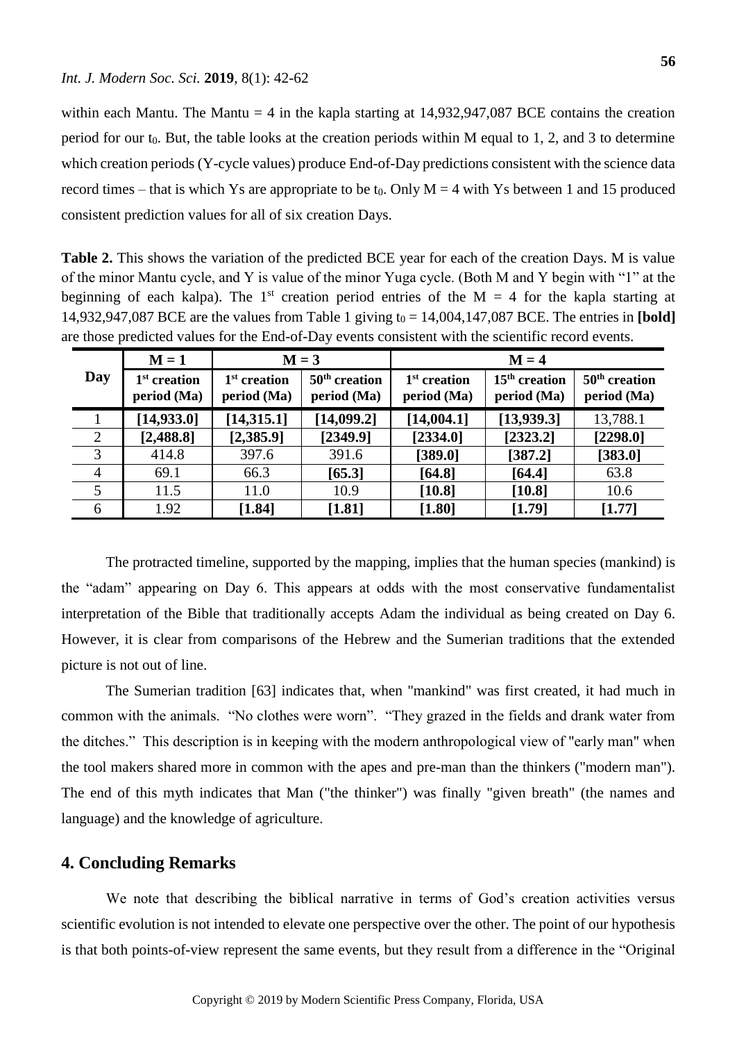within each Mantu. The Mantu = 4 in the kapla starting at 14,932,947,087 BCE contains the creation period for our $t_0$. But, the table looks at the creation periods within M equal to 1, 2, and 3 to determine which creation periods (Y-cycle values) produce End-of-Day predictions consistent with the science data record times – that is which Ys are appropriate to be $t_0$. Only M = 4 with Ys between 1 and 15 produced consistent prediction values for all of six creation Days.

**Table 2.** This shows the variation of the predicted BCE year for each of the creation Days. M is value of the minor Mantu cycle, and Y is value of the minor Yuga cycle. (Both M and Y begin with "1" at the beginning of each kalpa). The 1st creation period entries of the M = 4 for the kapla starting at 14,932,947,087 BCE are the values from Table 1 giving $t_0$ = 14,004,147,087 BCE. The entries in **[bold]** are those predicted values for the End-of-Day events consistent with the scientific record events.

| Day | M = 1 | M = 3 | | M = 4 | | |
|---|---|---|---|---|---|---|
| | 1st creation period (Ma) | 1st creation period (Ma) | 50th creation period (Ma) | 1st creation period (Ma) | 15th creation period (Ma) | 50th creation period (Ma) |
| 1 | **[14,933.0]** | **[14,315.1]** | **[14,099.2]** | **[14,004.1]** | **[13,939.3]** | 13,788.1 |
| 2 | **[2,488.8]** | **[2,385.9]** | **[2349.9]** | **[2334.0]** | **[2323.2]** | **[2298.0]** |
| 3 | 414.8 | 397.6 | 391.6 | **[389.0]** | **[387.2]** | **[383.0]** |
| 4 | 69.1 | 66.3 | **[65.3]** | **[64.8]** | **[64.4]** | 63.8 |
| 5 | 11.5 | 11.0 | 10.9 | **[10.8]** | **[10.8]** | 10.6 |
| 6 | 1.92 | **[1.84]** | **[1.81]** | **[1.80]** | **[1.79]** | **[1.77]** |

The protracted timeline, supported by the mapping, implies that the human species (mankind) is the "adam" appearing on Day 6. This appears at odds with the most conservative fundamentalist interpretation of the Bible that traditionally accepts Adam the individual as being created on Day 6. However, it is clear from comparisons of the Hebrew and the Sumerian traditions that the extended picture is not out of line.

The Sumerian tradition [63] indicates that, when "mankind" was first created, it had much in common with the animals. "No clothes were worn". "They grazed in the fields and drank water from the ditches." This description is in keeping with the modern anthropological view of "early man" when the tool makers shared more in common with the apes and pre-man than the thinkers ("modern man"). The end of this myth indicates that Man ("the thinker") was finally "given breath" (the names and language) and the knowledge of agriculture.

## 4. Concluding Remarks

We note that describing the biblical narrative in terms of God's creation activities versus scientific evolution is not intended to elevate one perspective over the other. The point of our hypothesis is that both points-of-view represent the same events, but they result from a difference in the "Original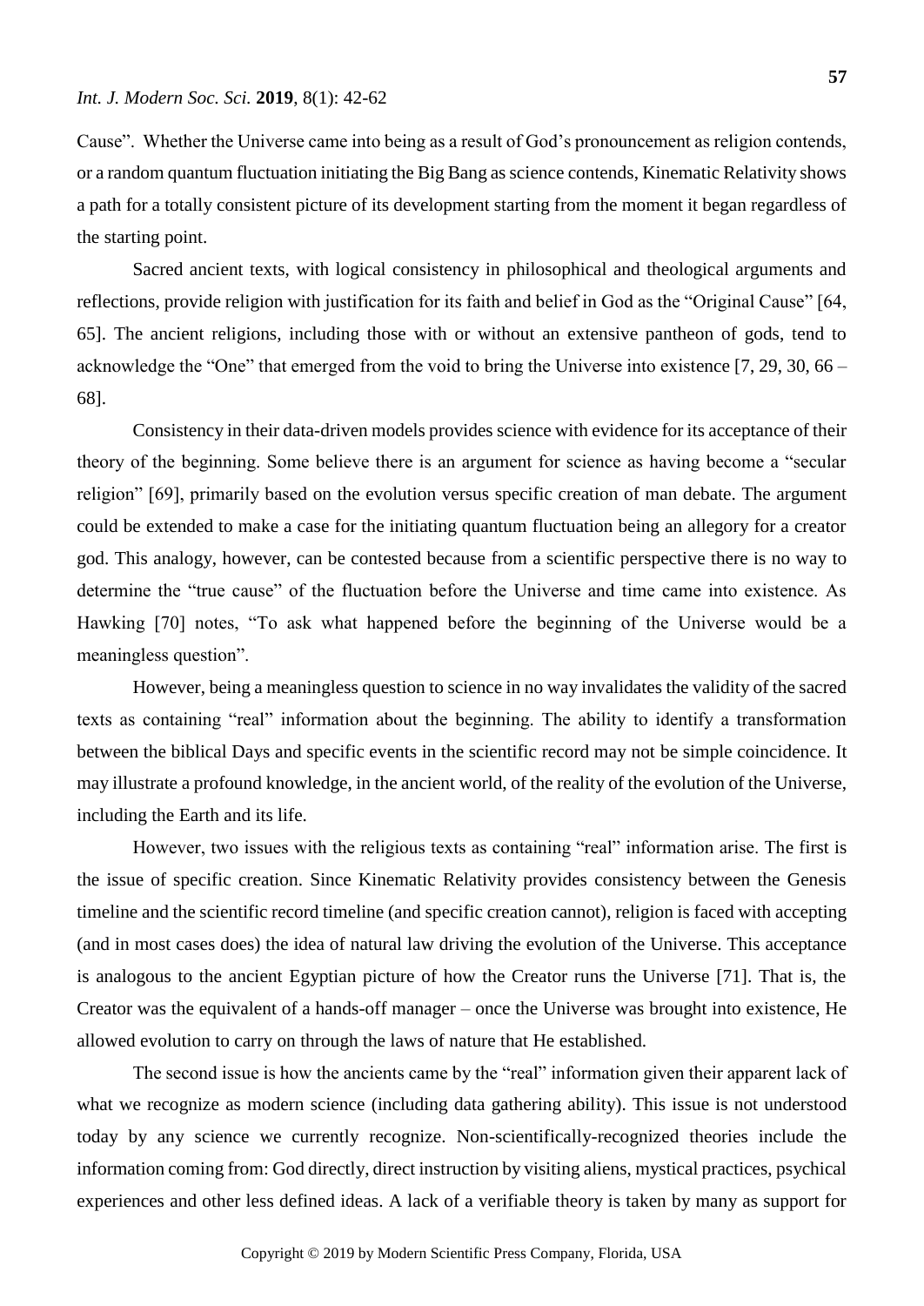Cause". Whether the Universe came into being as a result of God's pronouncement as religion contends, or a random quantum fluctuation initiating the Big Bang as science contends, Kinematic Relativity shows a path for a totally consistent picture of its development starting from the moment it began regardless of the starting point.

Sacred ancient texts, with logical consistency in philosophical and theological arguments and reflections, provide religion with justification for its faith and belief in God as the "Original Cause" [64, 65]. The ancient religions, including those with or without an extensive pantheon of gods, tend to acknowledge the "One" that emerged from the void to bring the Universe into existence [7, 29, 30, 66 – 68].

Consistency in their data-driven models provides science with evidence for its acceptance of their theory of the beginning. Some believe there is an argument for science as having become a "secular religion" [69], primarily based on the evolution versus specific creation of man debate. The argument could be extended to make a case for the initiating quantum fluctuation being an allegory for a creator god. This analogy, however, can be contested because from a scientific perspective there is no way to determine the "true cause" of the fluctuation before the Universe and time came into existence. As Hawking [70] notes, "To ask what happened before the beginning of the Universe would be a meaningless question".

However, being a meaningless question to science in no way invalidates the validity of the sacred texts as containing "real" information about the beginning. The ability to identify a transformation between the biblical Days and specific events in the scientific record may not be simple coincidence. It may illustrate a profound knowledge, in the ancient world, of the reality of the evolution of the Universe, including the Earth and its life.

However, two issues with the religious texts as containing "real" information arise. The first is the issue of specific creation. Since Kinematic Relativity provides consistency between the Genesis timeline and the scientific record timeline (and specific creation cannot), religion is faced with accepting (and in most cases does) the idea of natural law driving the evolution of the Universe. This acceptance is analogous to the ancient Egyptian picture of how the Creator runs the Universe [71]. That is, the Creator was the equivalent of a hands-off manager – once the Universe was brought into existence, He allowed evolution to carry on through the laws of nature that He established.

The second issue is how the ancients came by the "real" information given their apparent lack of what we recognize as modern science (including data gathering ability). This issue is not understood today by any science we currently recognize. Non-scientifically-recognized theories include the information coming from: God directly, direct instruction by visiting aliens, mystical practices, psychical experiences and other less defined ideas. A lack of a verifiable theory is taken by many as support for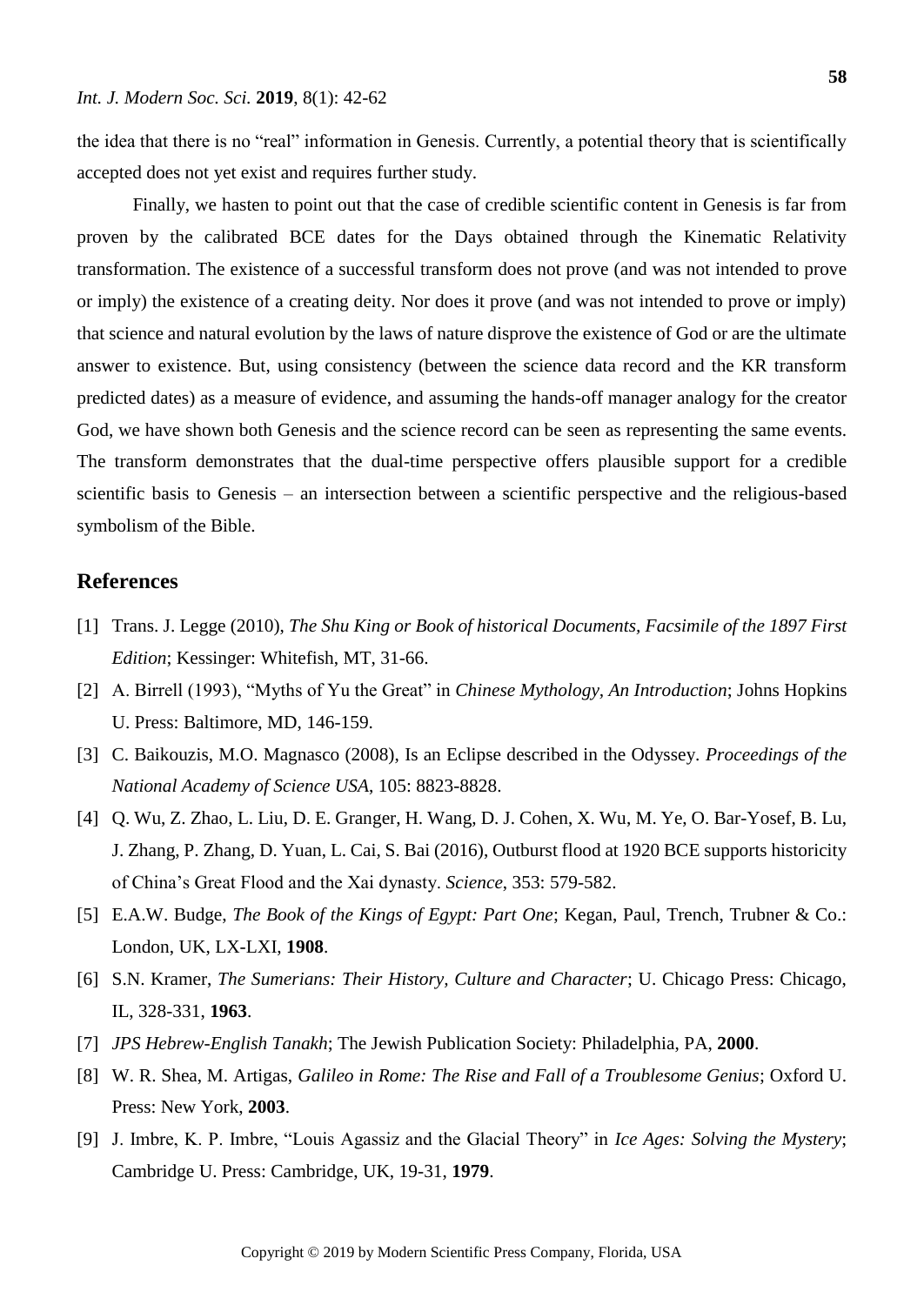the idea that there is no "real" information in Genesis. Currently, a potential theory that is scientifically accepted does not yet exist and requires further study.

Finally, we hasten to point out that the case of credible scientific content in Genesis is far from proven by the calibrated BCE dates for the Days obtained through the Kinematic Relativity transformation. The existence of a successful transform does not prove (and was not intended to prove or imply) the existence of a creating deity. Nor does it prove (and was not intended to prove or imply) that science and natural evolution by the laws of nature disprove the existence of God or are the ultimate answer to existence. But, using consistency (between the science data record and the KR transform predicted dates) as a measure of evidence, and assuming the hands-off manager analogy for the creator God, we have shown both Genesis and the science record can be seen as representing the same events. The transform demonstrates that the dual-time perspective offers plausible support for a credible scientific basis to Genesis – an intersection between a scientific perspective and the religious-based symbolism of the Bible.

## References

[1] Trans. J. Legge (2010), *The Shu King or Book of historical Documents, Facsimile of the 1897 First Edition*; Kessinger: Whitefish, MT, 31-66.

[2] A. Birrell (1993), "Myths of Yu the Great" in *Chinese Mythology, An Introduction*; Johns Hopkins U. Press: Baltimore, MD, 146-159.

[3] C. Baikouzis, M.O. Magnasco (2008), Is an Eclipse described in the Odyssey. *Proceedings of the National Academy of Science USA*, 105: 8823-8828.

[4] Q. Wu, Z. Zhao, L. Liu, D. E. Granger, H. Wang, D. J. Cohen, X. Wu, M. Ye, O. Bar-Yosef, B. Lu, J. Zhang, P. Zhang, D. Yuan, L. Cai, S. Bai (2016), Outburst flood at 1920 BCE supports historicity of China's Great Flood and the Xai dynasty. *Science*, 353: 579-582.

[5] E.A.W. Budge, *The Book of the Kings of Egypt: Part One*; Kegan, Paul, Trench, Trubner & Co.: London, UK, LX-LXI, **1908**.

[6] S.N. Kramer, *The Sumerians: Their History, Culture and Character*; U. Chicago Press: Chicago, IL, 328-331, **1963**.

[7] *JPS Hebrew-English Tanakh*; The Jewish Publication Society: Philadelphia, PA, **2000**.

[8] W. R. Shea, M. Artigas, *Galileo in Rome: The Rise and Fall of a Troublesome Genius*; Oxford U. Press: New York, **2003**.

[9] J. Imbre, K. P. Imbre, "Louis Agassiz and the Glacial Theory" in *Ice Ages: Solving the Mystery*; Cambridge U. Press: Cambridge, UK, 19-31, **1979**.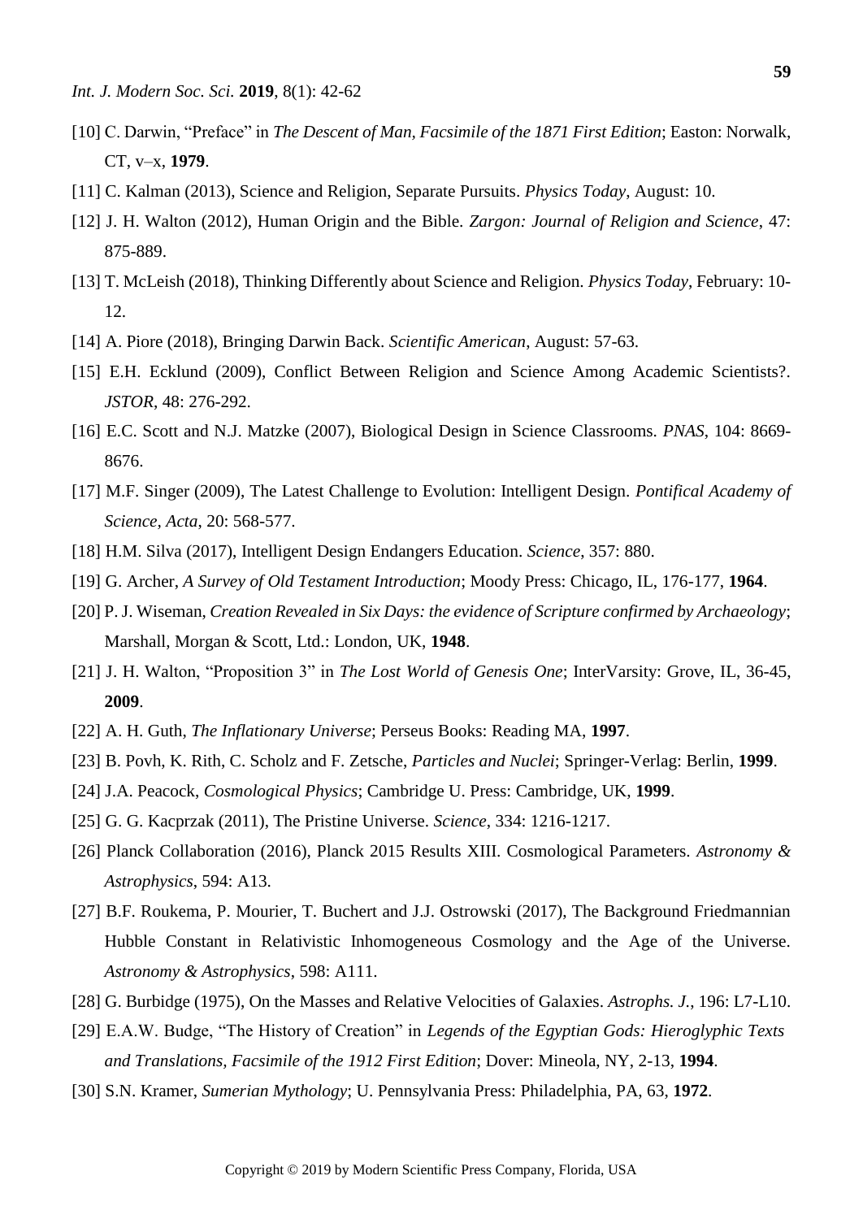[10] C. Darwin, "Preface" in *The Descent of Man, Facsimile of the 1871 First Edition*; Easton: Norwalk, CT, v–x, **1979**.

[11] C. Kalman (2013), Science and Religion, Separate Pursuits. *Physics Today*, August: 10.

[12] J. H. Walton (2012), Human Origin and the Bible. *Zargon: Journal of Religion and Science*, 47: 875-889.

[13] T. McLeish (2018), Thinking Differently about Science and Religion. *Physics Today*, February: 10-12.

[14] A. Piore (2018), Bringing Darwin Back. *Scientific American*, August: 57-63.

[15] E.H. Ecklund (2009), Conflict Between Religion and Science Among Academic Scientists?. *JSTOR*, 48: 276-292.

[16] E.C. Scott and N.J. Matzke (2007), Biological Design in Science Classrooms. *PNAS*, 104: 8669-8676.

[17] M.F. Singer (2009), The Latest Challenge to Evolution: Intelligent Design. *Pontifical Academy of Science, Acta*, 20: 568-577.

[18] H.M. Silva (2017), Intelligent Design Endangers Education. *Science*, 357: 880.

[19] G. Archer, *A Survey of Old Testament Introduction*; Moody Press: Chicago, IL, 176-177, **1964**.

[20] P. J. Wiseman, *Creation Revealed in Six Days: the evidence of Scripture confirmed by Archaeology*; Marshall, Morgan & Scott, Ltd.: London, UK, **1948**.

[21] J. H. Walton, "Proposition 3" in *The Lost World of Genesis One*; InterVarsity: Grove, IL, 36-45, **2009**.

[22] A. H. Guth, *The Inflationary Universe*; Perseus Books: Reading MA, **1997**.

[23] B. Povh, K. Rith, C. Scholz and F. Zetsche, *Particles and Nuclei*; Springer-Verlag: Berlin, **1999**.

[24] J.A. Peacock, *Cosmological Physics*; Cambridge U. Press: Cambridge, UK, **1999**.

[25] G. G. Kacprzak (2011), The Pristine Universe. *Science*, 334: 1216-1217.

[26] Planck Collaboration (2016), Planck 2015 Results XIII. Cosmological Parameters. *Astronomy & Astrophysics*, 594: A13.

[27] B.F. Roukema, P. Mourier, T. Buchert and J.J. Ostrowski (2017), The Background Friedmannian Hubble Constant in Relativistic Inhomogeneous Cosmology and the Age of the Universe. *Astronomy & Astrophysics*, 598: A111.

[28] G. Burbidge (1975), On the Masses and Relative Velocities of Galaxies. *Astrophs. J.*, 196: L7-L10.

[29] E.A.W. Budge, "The History of Creation" in *Legends of the Egyptian Gods: Hieroglyphic Texts and Translations, Facsimile of the 1912 First Edition*; Dover: Mineola, NY, 2-13, **1994**.

[30] S.N. Kramer, *Sumerian Mythology*; U. Pennsylvania Press: Philadelphia, PA, 63, **1972**.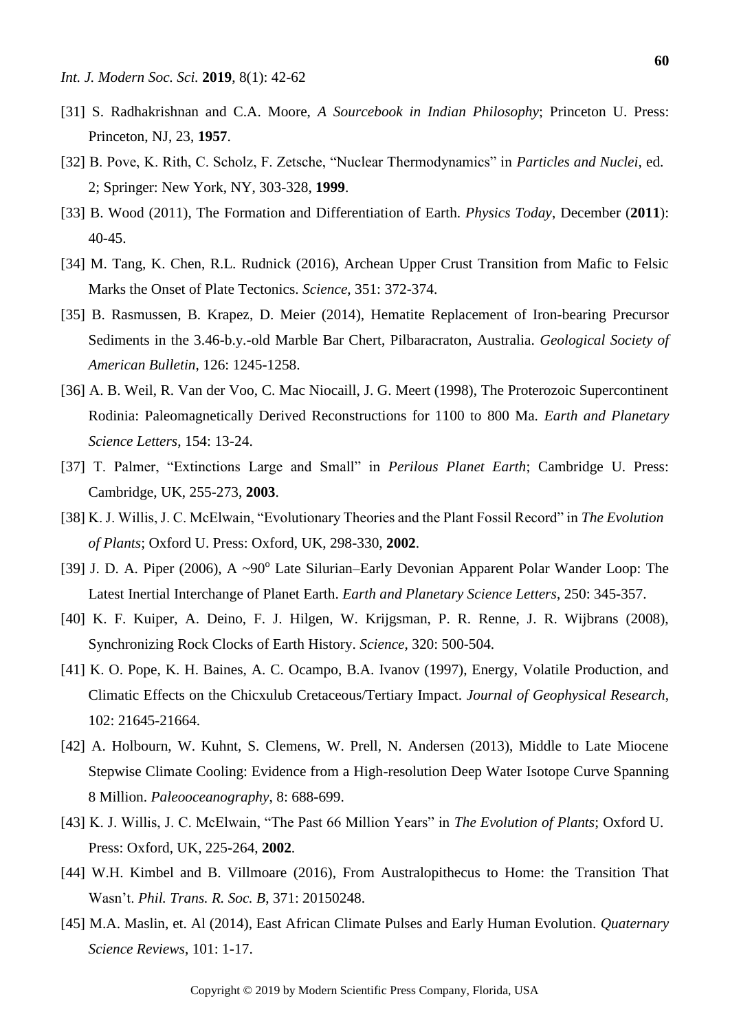[31] S. Radhakrishnan and C.A. Moore, *A Sourcebook in Indian Philosophy*; Princeton U. Press: Princeton, NJ, 23, **1957**.

[32] B. Pove, K. Rith, C. Scholz, F. Zetsche, “Nuclear Thermodynamics” in *Particles and Nuclei*, ed. 2; Springer: New York, NY, 303-328, **1999**.

[33] B. Wood (2011), The Formation and Differentiation of Earth. *Physics Today*, December (**2011**): 40-45.

[34] M. Tang, K. Chen, R.L. Rudnick (2016), Archean Upper Crust Transition from Mafic to Felsic Marks the Onset of Plate Tectonics. *Science*, 351: 372-374.

[35] B. Rasmussen, B. Krapez, D. Meier (2014), Hematite Replacement of Iron-bearing Precursor Sediments in the 3.46-b.y.-old Marble Bar Chert, Pilbaracraton, Australia. *Geological Society of American Bulletin*, 126: 1245-1258.

[36] A. B. Weil, R. Van der Voo, C. Mac Niocaill, J. G. Meert (1998), The Proterozoic Supercontinent Rodinia: Paleomagnetically Derived Reconstructions for 1100 to 800 Ma. *Earth and Planetary Science Letters*, 154: 13-24.

[37] T. Palmer, “Extinctions Large and Small” in *Perilous Planet Earth*; Cambridge U. Press: Cambridge, UK, 255-273, **2003**.

[38] K. J. Willis, J. C. McElwain, “Evolutionary Theories and the Plant Fossil Record” in *The Evolution of Plants*; Oxford U. Press: Oxford, UK, 298-330, **2002**.

[39] J. D. A. Piper (2006), A ~90$^{o}$ Late Silurian–Early Devonian Apparent Polar Wander Loop: The Latest Inertial Interchange of Planet Earth. *Earth and Planetary Science Letters*, 250: 345-357.

[40] K. F. Kuiper, A. Deino, F. J. Hilgen, W. Krijgsman, P. R. Renne, J. R. Wijbrans (2008), Synchronizing Rock Clocks of Earth History. *Science*, 320: 500-504.

[41] K. O. Pope, K. H. Baines, A. C. Ocampo, B.A. Ivanov (1997), Energy, Volatile Production, and Climatic Effects on the Chicxulub Cretaceous/Tertiary Impact. *Journal of Geophysical Research*, 102: 21645-21664.

[42] A. Holbourn, W. Kuhnt, S. Clemens, W. Prell, N. Andersen (2013), Middle to Late Miocene Stepwise Climate Cooling: Evidence from a High-resolution Deep Water Isotope Curve Spanning 8 Million. *Paleooceanography*, 8: 688-699.

[43] K. J. Willis, J. C. McElwain, “The Past 66 Million Years” in *The Evolution of Plants*; Oxford U. Press: Oxford, UK, 225-264, **2002**.

[44] W.H. Kimbel and B. Villmoare (2016), From Australopithecus to Home: the Transition That Wasn’t. *Phil. Trans. R. Soc. B*, 371: 20150248.

[45] M.A. Maslin, et. Al (2014), East African Climate Pulses and Early Human Evolution. *Quaternary Science Reviews*, 101: 1-17.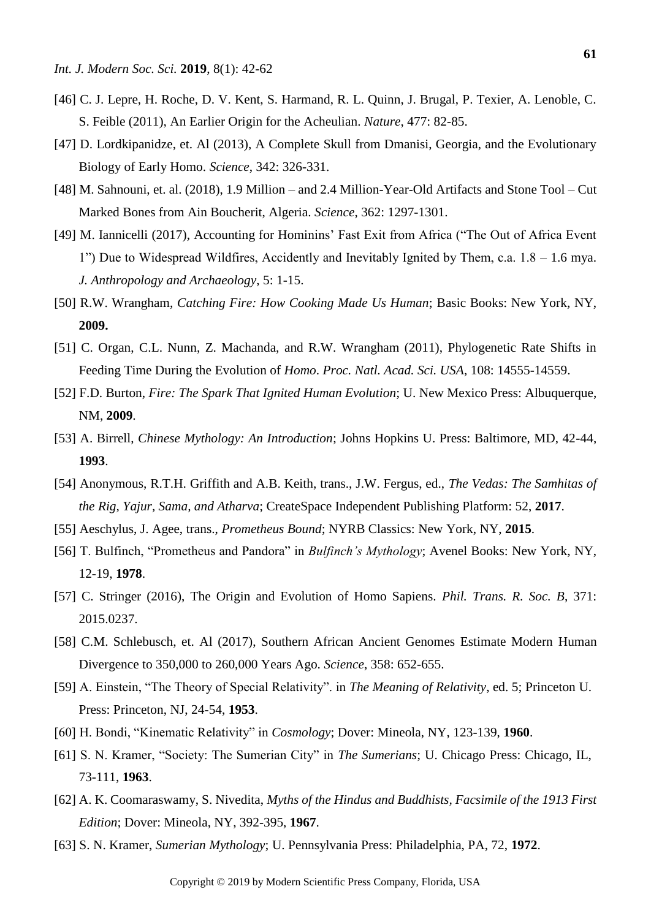[46] C. J. Lepre, H. Roche, D. V. Kent, S. Harmand, R. L. Quinn, J. Brugal, P. Texier, A. Lenoble, C. S. Feible (2011), An Earlier Origin for the Acheulian. *Nature*, 477: 82-85.

[47] D. Lordkipanidze, et. Al (2013), A Complete Skull from Dmanisi, Georgia, and the Evolutionary Biology of Early Homo. *Science*, 342: 326-331.

[48] M. Sahnouni, et. al. (2018), 1.9 Million – and 2.4 Million-Year-Old Artifacts and Stone Tool – Cut Marked Bones from Ain Boucherit, Algeria. *Science*, 362: 1297-1301.

[49] M. Iannicelli (2017), Accounting for Hominins' Fast Exit from Africa ("The Out of Africa Event 1") Due to Widespread Wildfires, Accidently and Inevitably Ignited by Them, c.a. 1.8 – 1.6 mya. *J. Anthropology and Archaeology*, 5: 1-15.

[50] R.W. Wrangham, *Catching Fire: How Cooking Made Us Human*; Basic Books: New York, NY, **2009.**

[51] C. Organ, C.L. Nunn, Z. Machanda, and R.W. Wrangham (2011), Phylogenetic Rate Shifts in Feeding Time During the Evolution of *Homo*. *Proc. Natl. Acad. Sci. USA*, 108: 14555-14559.

[52] F.D. Burton, *Fire: The Spark That Ignited Human Evolution*; U. New Mexico Press: Albuquerque, NM, **2009**.

[53] A. Birrell, *Chinese Mythology: An Introduction*; Johns Hopkins U. Press: Baltimore, MD, 42-44, **1993**.

[54] Anonymous, R.T.H. Griffith and A.B. Keith, trans., J.W. Fergus, ed., *The Vedas: The Samhitas of the Rig, Yajur, Sama, and Atharva*; CreateSpace Independent Publishing Platform: 52, **2017**.

[55] Aeschylus, J. Agee, trans., *Prometheus Bound*; NYRB Classics: New York, NY, **2015**.

[56] T. Bulfinch, "Prometheus and Pandora" in *Bulfinch's Mythology*; Avenel Books: New York, NY, 12-19, **1978**.

[57] C. Stringer (2016), The Origin and Evolution of Homo Sapiens. *Phil. Trans. R. Soc. B*, 371: 2015.0237.

[58] C.M. Schlebusch, et. Al (2017), Southern African Ancient Genomes Estimate Modern Human Divergence to 350,000 to 260,000 Years Ago. *Science*, 358: 652-655.

[59] A. Einstein, "The Theory of Special Relativity". in *The Meaning of Relativity*, ed. 5; Princeton U. Press: Princeton, NJ, 24-54, **1953**.

[60] H. Bondi, "Kinematic Relativity" in *Cosmology*; Dover: Mineola, NY, 123-139, **1960**.

[61] S. N. Kramer, "Society: The Sumerian City" in *The Sumerians*; U. Chicago Press: Chicago, IL, 73-111, **1963**.

[62] A. K. Coomaraswamy, S. Nivedita, *Myths of the Hindus and Buddhists, Facsimile of the 1913 First Edition*; Dover: Mineola, NY, 392-395, **1967**.

[63] S. N. Kramer, *Sumerian Mythology*; U. Pennsylvania Press: Philadelphia, PA, 72, **1972**.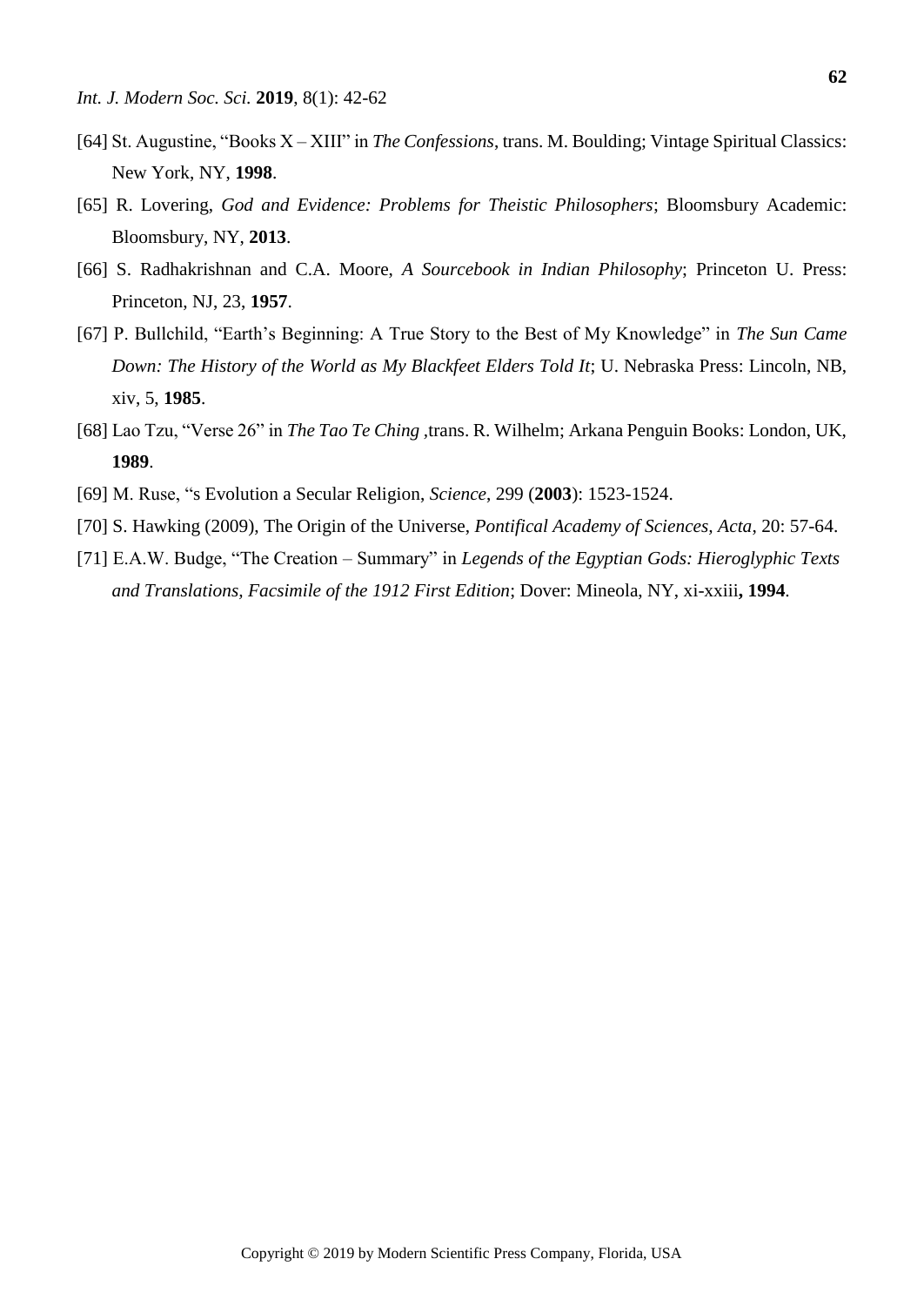[64] St. Augustine, "Books X – XIII" in *The Confessions*, trans. M. Boulding; Vintage Spiritual Classics: New York, NY, **1998**.

[65] R. Lovering, *God and Evidence: Problems for Theistic Philosophers*; Bloomsbury Academic: Bloomsbury, NY, **2013**.

[66] S. Radhakrishnan and C.A. Moore, *A Sourcebook in Indian Philosophy*; Princeton U. Press: Princeton, NJ, 23, **1957**.

[67] P. Bullchild, "Earth's Beginning: A True Story to the Best of My Knowledge" in *The Sun Came Down: The History of the World as My Blackfeet Elders Told It*; U. Nebraska Press: Lincoln, NB, xiv, 5, **1985**.

[68] Lao Tzu, "Verse 26" in *The Tao Te Ching* ,trans. R. Wilhelm; Arkana Penguin Books: London, UK, **1989**.

[69] M. Ruse, "s Evolution a Secular Religion, *Science*, 299 (**2003**): 1523-1524.

[70] S. Hawking (2009), The Origin of the Universe, *Pontifical Academy of Sciences, Acta*, 20: 57-64.

[71] E.A.W. Budge, "The Creation – Summary" in *Legends of the Egyptian Gods: Hieroglyphic Texts and Translations, Facsimile of the 1912 First Edition*; Dover: Mineola, NY, xi-xxiii**, 1994**.